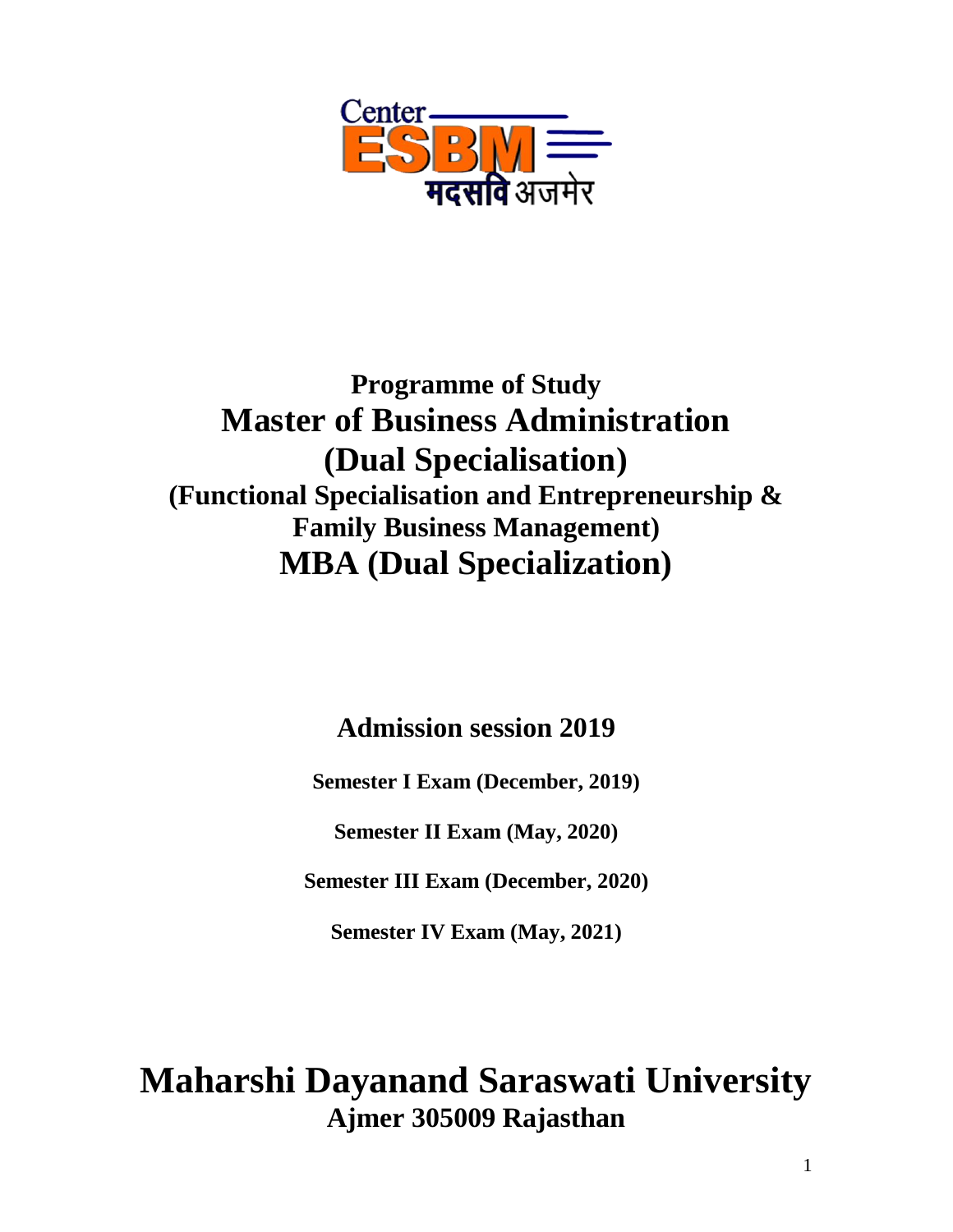Center ESBM मदसवि अजमेर

# Programme of Study

# Master of Business Administration (Dual Specialisation)

## (Functional Specialisation and Entrepreneurship & Family Business Management)

# MBA (Dual Specialization)

## Admission session 2019

**Semester I Exam (December, 2019)**

**Semester II Exam (May, 2020)**

**Semester III Exam (December, 2020)**

**Semester IV Exam (May, 2021)**

# Maharshi Dayanand Saraswati University

## Ajmer 305009 Rajasthan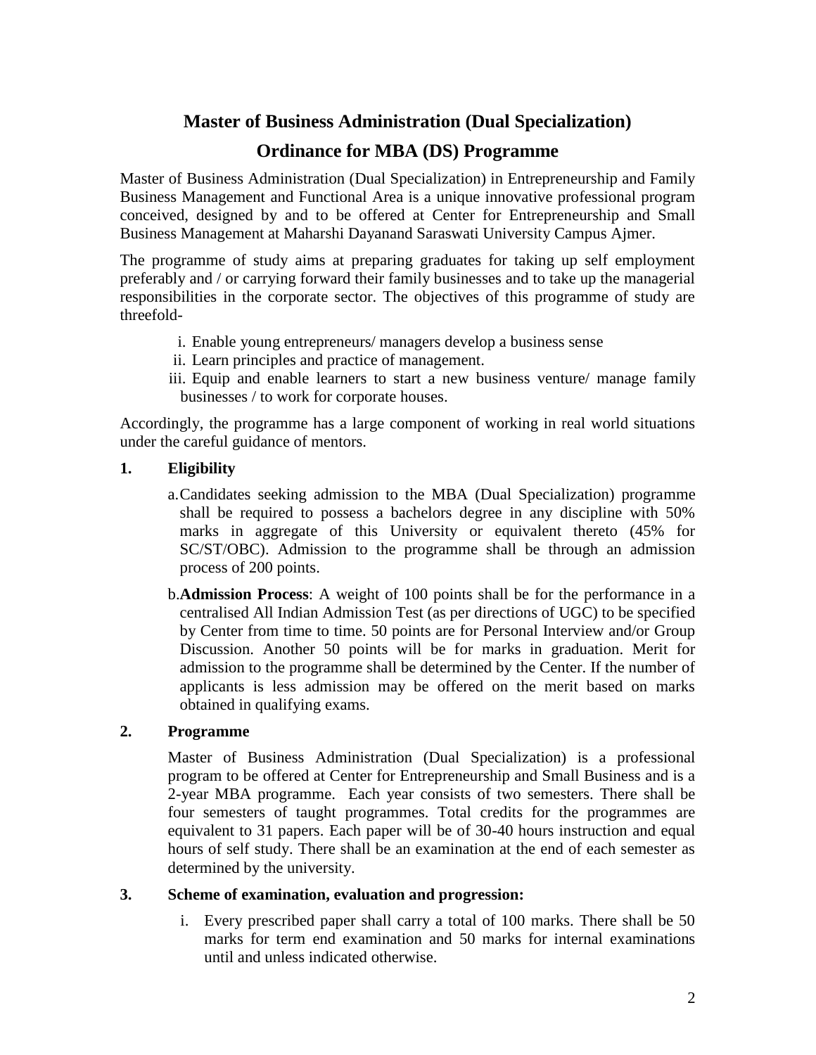# Master of Business Administration (Dual Specialization)

## Ordinance for MBA (DS) Programme

Master of Business Administration (Dual Specialization) in Entrepreneurship and Family Business Management and Functional Area is a unique innovative professional program conceived, designed by and to be offered at Center for Entrepreneurship and Small Business Management at Maharshi Dayanand Saraswati University Campus Ajmer.

The programme of study aims at preparing graduates for taking up self employment preferably and / or carrying forward their family businesses and to take up the managerial responsibilities in the corporate sector. The objectives of this programme of study are threefold-

i. Enable young entrepreneurs/ managers develop a business sense
ii. Learn principles and practice of management.
iii. Equip and enable learners to start a new business venture/ manage family businesses / to work for corporate houses.

Accordingly, the programme has a large component of working in real world situations under the careful guidance of mentors.

**1. Eligibility**

a. Candidates seeking admission to the MBA (Dual Specialization) programme shall be required to possess a bachelors degree in any discipline with 50% marks in aggregate of this University or equivalent thereto (45% for SC/ST/OBC). Admission to the programme shall be through an admission process of 200 points.

b. **Admission Process**: A weight of 100 points shall be for the performance in a centralised All Indian Admission Test (as per directions of UGC) to be specified by Center from time to time. 50 points are for Personal Interview and/or Group Discussion. Another 50 points will be for marks in graduation. Merit for admission to the programme shall be determined by the Center. If the number of applicants is less admission may be offered on the merit based on marks obtained in qualifying exams.

**2. Programme**

Master of Business Administration (Dual Specialization) is a professional program to be offered at Center for Entrepreneurship and Small Business and is a 2-year MBA programme. Each year consists of two semesters. There shall be four semesters of taught programmes. Total credits for the programmes are equivalent to 31 papers. Each paper will be of 30-40 hours instruction and equal hours of self study. There shall be an examination at the end of each semester as determined by the university.

**3. Scheme of examination, evaluation and progression:**

i. Every prescribed paper shall carry a total of 100 marks. There shall be 50 marks for term end examination and 50 marks for internal examinations until and unless indicated otherwise.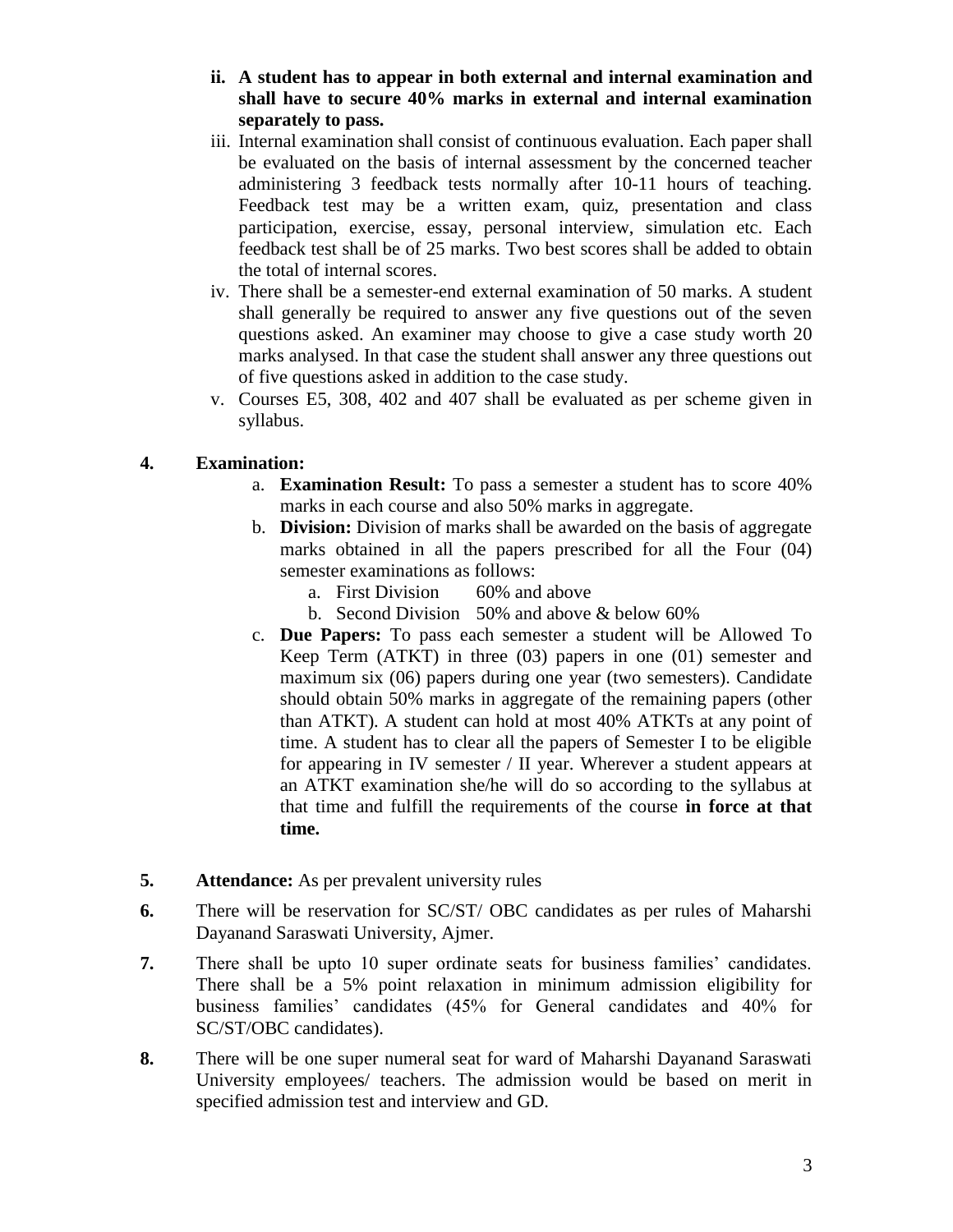ii. **A student has to appear in both external and internal examination and shall have to secure 40% marks in external and internal examination separately to pass.**

iii. Internal examination shall consist of continuous evaluation. Each paper shall be evaluated on the basis of internal assessment by the concerned teacher administering 3 feedback tests normally after 10-11 hours of teaching. Feedback test may be a written exam, quiz, presentation and class participation, exercise, essay, personal interview, simulation etc. Each feedback test shall be of 25 marks. Two best scores shall be added to obtain the total of internal scores.

iv. There shall be a semester-end external examination of 50 marks. A student shall generally be required to answer any five questions out of the seven questions asked. An examiner may choose to give a case study worth 20 marks analysed. In that case the student shall answer any three questions out of five questions asked in addition to the case study.

v. Courses E5, 308, 402 and 407 shall be evaluated as per scheme given in syllabus.

**4. Examination:**

a. **Examination Result:** To pass a semester a student has to score 40% marks in each course and also 50% marks in aggregate.

b. **Division:** Division of marks shall be awarded on the basis of aggregate marks obtained in all the papers prescribed for all the Four (04) semester examinations as follows:

   a. First Division 60% and above
   
   b. Second Division 50% and above & below 60%

c. **Due Papers:** To pass each semester a student will be Allowed To Keep Term (ATKT) in three (03) papers in one (01) semester and maximum six (06) papers during one year (two semesters). Candidate should obtain 50% marks in aggregate of the remaining papers (other than ATKT). A student can hold at most 40% ATKTs at any point of time. A student has to clear all the papers of Semester I to be eligible for appearing in IV semester / II year. Wherever a student appears at an ATKT examination she/he will do so according to the syllabus at that time and fulfill the requirements of the course **in force at that time.**

**5. Attendance:** As per prevalent university rules

**6.** There will be reservation for SC/ST/ OBC candidates as per rules of Maharshi Dayanand Saraswati University, Ajmer.

**7.** There shall be upto 10 super ordinate seats for business families' candidates. There shall be a 5% point relaxation in minimum admission eligibility for business families' candidates (45% for General candidates and 40% for SC/ST/OBC candidates).

**8.** There will be one super numeral seat for ward of Maharshi Dayanand Saraswati University employees/ teachers. The admission would be based on merit in specified admission test and interview and GD.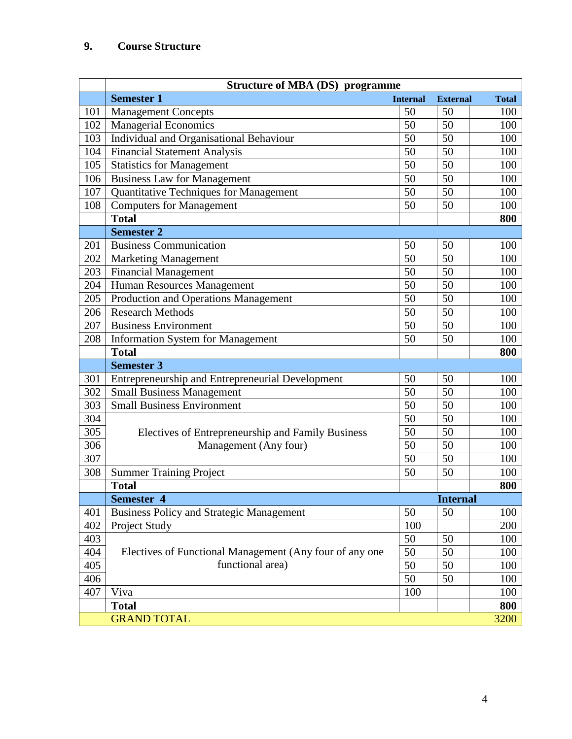## 9. Course Structure

| | Structure of MBA (DS) programme | | | |
|---|---|---|---|---|
| | **Semester 1** | **Internal** | **External** | **Total** |
| 101 | Management Concepts | 50 | 50 | 100 |
| 102 | Managerial Economics | 50 | 50 | 100 |
| 103 | Individual and Organisational Behaviour | 50 | 50 | 100 |
| 104 | Financial Statement Analysis | 50 | 50 | 100 |
| 105 | Statistics for Management | 50 | 50 | 100 |
| 106 | Business Law for Management | 50 | 50 | 100 |
| 107 | Quantitative Techniques for Management | 50 | 50 | 100 |
| 108 | Computers for Management | 50 | 50 | 100 |
| | **Total** | | | **800** |
| | **Semester 2** | | | |
| 201 | Business Communication | 50 | 50 | 100 |
| 202 | Marketing Management | 50 | 50 | 100 |
| 203 | Financial Management | 50 | 50 | 100 |
| 204 | Human Resources Management | 50 | 50 | 100 |
| 205 | Production and Operations Management | 50 | 50 | 100 |
| 206 | Research Methods | 50 | 50 | 100 |
| 207 | Business Environment | 50 | 50 | 100 |
| 208 | Information System for Management | 50 | 50 | 100 |
| | **Total** | | | **800** |
| | **Semester 3** | | | |
| 301 | Entrepreneurship and Entrepreneurial Development | 50 | 50 | 100 |
| 302 | Small Business Management | 50 | 50 | 100 |
| 303 | Small Business Environment | 50 | 50 | 100 |
| 304 | Electives of Entrepreneurship and Family Business Management (Any four) | 50 | 50 | 100 |
| 305 | | 50 | 50 | 100 |
| 306 | | 50 | 50 | 100 |
| 307 | | 50 | 50 | 100 |
| 308 | Summer Training Project | 50 | 50 | 100 |
| | **Total** | | | **800** |
| | **Semester 4** | | **Internal** | |
| 401 | Business Policy and Strategic Management | 50 | 50 | 100 |
| 402 | Project Study | 100 | | 200 |
| 403 | Electives of Functional Management (Any four of any one functional area) | 50 | 50 | 100 |
| 404 | | 50 | 50 | 100 |
| 405 | | 50 | 50 | 100 |
| 406 | | 50 | 50 | 100 |
| 407 | Viva | 100 | | 100 |
| | **Total** | | | **800** |
| | GRAND TOTAL | | | 3200 |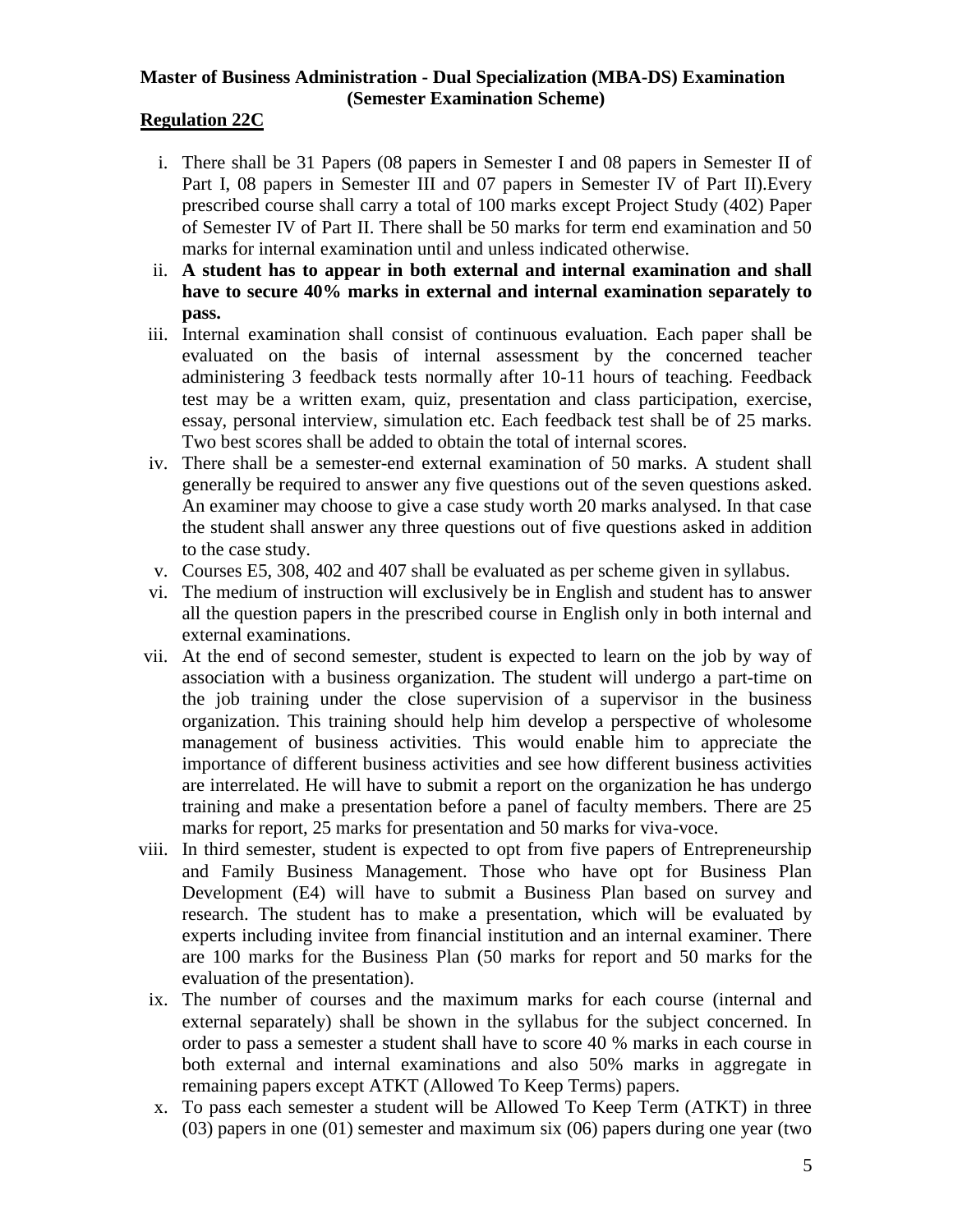**Master of Business Administration - Dual Specialization (MBA-DS) Examination (Semester Examination Scheme)**

**Regulation 22C**

i. There shall be 31 Papers (08 papers in Semester I and 08 papers in Semester II of Part I, 08 papers in Semester III and 07 papers in Semester IV of Part II).Every prescribed course shall carry a total of 100 marks except Project Study (402) Paper of Semester IV of Part II. There shall be 50 marks for term end examination and 50 marks for internal examination until and unless indicated otherwise.

ii. **A student has to appear in both external and internal examination and shall have to secure 40% marks in external and internal examination separately to pass.**

iii. Internal examination shall consist of continuous evaluation. Each paper shall be evaluated on the basis of internal assessment by the concerned teacher administering 3 feedback tests normally after 10-11 hours of teaching. Feedback test may be a written exam, quiz, presentation and class participation, exercise, essay, personal interview, simulation etc. Each feedback test shall be of 25 marks. Two best scores shall be added to obtain the total of internal scores.

iv. There shall be a semester-end external examination of 50 marks. A student shall generally be required to answer any five questions out of the seven questions asked. An examiner may choose to give a case study worth 20 marks analysed. In that case the student shall answer any three questions out of five questions asked in addition to the case study.

v. Courses E5, 308, 402 and 407 shall be evaluated as per scheme given in syllabus.

vi. The medium of instruction will exclusively be in English and student has to answer all the question papers in the prescribed course in English only in both internal and external examinations.

vii. At the end of second semester, student is expected to learn on the job by way of association with a business organization. The student will undergo a part-time on the job training under the close supervision of a supervisor in the business organization. This training should help him develop a perspective of wholesome management of business activities. This would enable him to appreciate the importance of different business activities and see how different business activities are interrelated. He will have to submit a report on the organization he has undergo training and make a presentation before a panel of faculty members. There are 25 marks for report, 25 marks for presentation and 50 marks for viva-voce.

viii. In third semester, student is expected to opt from five papers of Entrepreneurship and Family Business Management. Those who have opt for Business Plan Development (E4) will have to submit a Business Plan based on survey and research. The student has to make a presentation, which will be evaluated by experts including invitee from financial institution and an internal examiner. There are 100 marks for the Business Plan (50 marks for report and 50 marks for the evaluation of the presentation).

ix. The number of courses and the maximum marks for each course (internal and external separately) shall be shown in the syllabus for the subject concerned. In order to pass a semester a student shall have to score 40 % marks in each course in both external and internal examinations and also 50% marks in aggregate in remaining papers except ATKT (Allowed To Keep Terms) papers.

x. To pass each semester a student will be Allowed To Keep Term (ATKT) in three (03) papers in one (01) semester and maximum six (06) papers during one year (two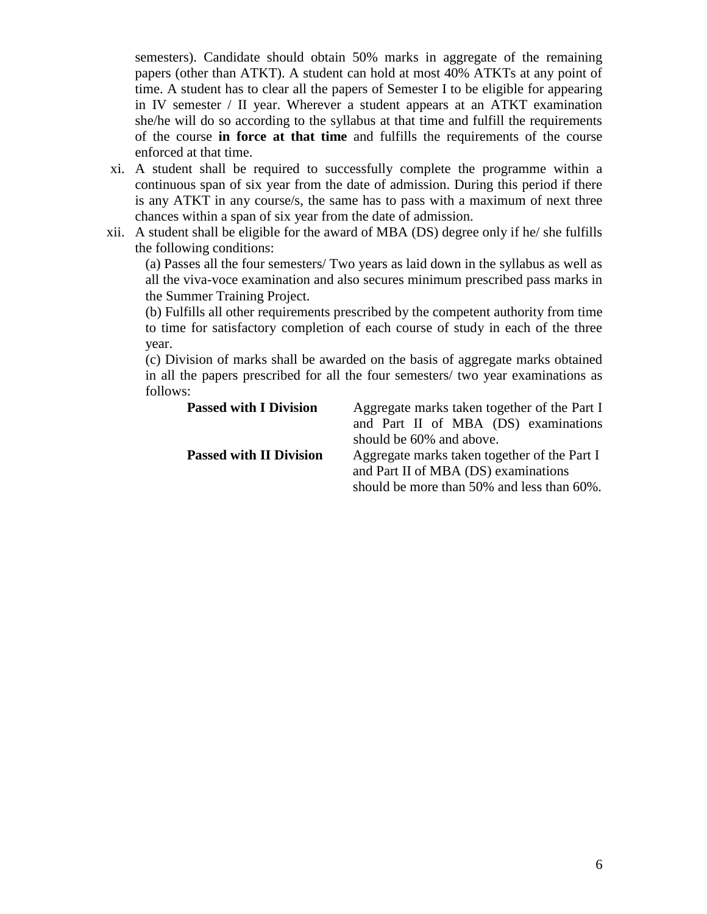semesters). Candidate should obtain 50% marks in aggregate of the remaining papers (other than ATKT). A student can hold at most 40% ATKTs at any point of time. A student has to clear all the papers of Semester I to be eligible for appearing in IV semester / II year. Wherever a student appears at an ATKT examination she/he will do so according to the syllabus at that time and fulfill the requirements of the course **in force at that time** and fulfills the requirements of the course enforced at that time.

xi. A student shall be required to successfully complete the programme within a continuous span of six year from the date of admission. During this period if there is any ATKT in any course/s, the same has to pass with a maximum of next three chances within a span of six year from the date of admission.

xii. A student shall be eligible for the award of MBA (DS) degree only if he/ she fulfills the following conditions:

(a) Passes all the four semesters/ Two years as laid down in the syllabus as well as all the viva-voce examination and also secures minimum prescribed pass marks in the Summer Training Project.

(b) Fulfills all other requirements prescribed by the competent authority from time to time for satisfactory completion of each course of study in each of the three year.

(c) Division of marks shall be awarded on the basis of aggregate marks obtained in all the papers prescribed for all the four semesters/ two year examinations as follows:

| | |
|---|---|
| **Passed with I Division** | Aggregate marks taken together of the Part I and Part II of MBA (DS) examinations should be 60% and above. |
| **Passed with II Division** | Aggregate marks taken together of the Part I and Part II of MBA (DS) examinations should be more than 50% and less than 60%. |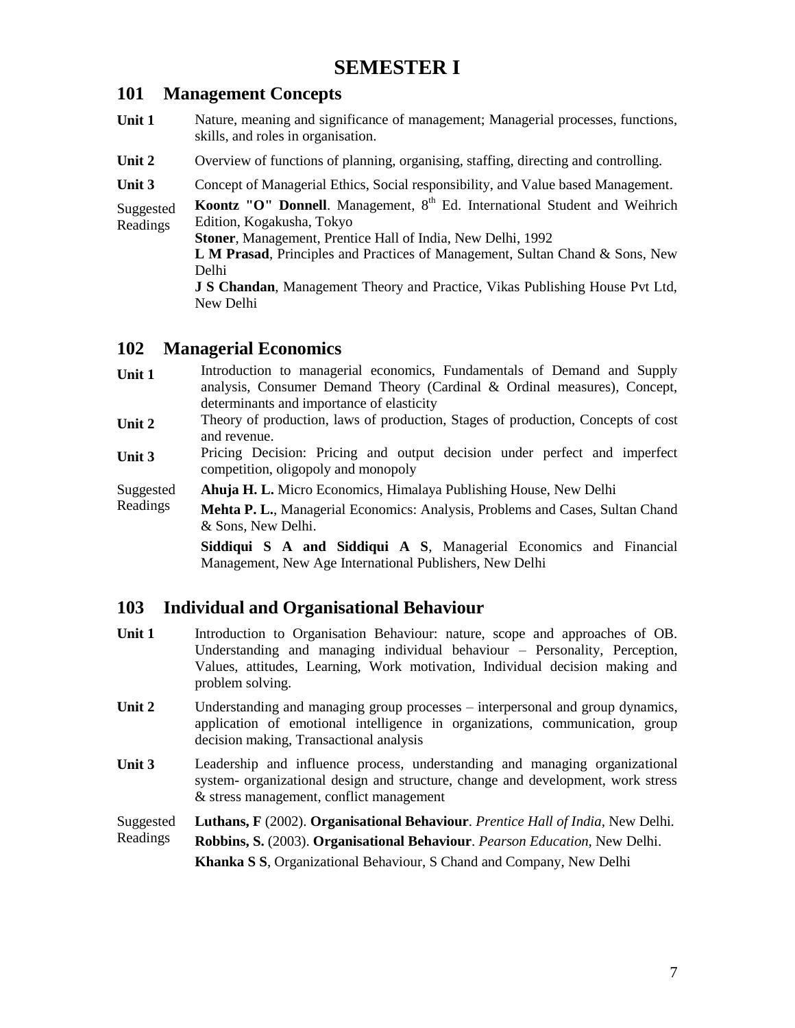# SEMESTER I

## 101 Management Concepts

**Unit 1** Nature, meaning and significance of management; Managerial processes, functions, skills, and roles in organisation.

**Unit 2** Overview of functions of planning, organising, staffing, directing and controlling.

**Unit 3** Concept of Managerial Ethics, Social responsibility, and Value based Management.

Suggested Readings

**Koontz "O" Donnell**. Management, 8th Ed. International Student and Weihrich Edition, Kogakusha, Tokyo

**Stoner**, Management, Prentice Hall of India, New Delhi, 1992

**L M Prasad**, Principles and Practices of Management, Sultan Chand & Sons, New Delhi

**J S Chandan**, Management Theory and Practice, Vikas Publishing House Pvt Ltd, New Delhi

## 102 Managerial Economics

**Unit 1** Introduction to managerial economics, Fundamentals of Demand and Supply analysis, Consumer Demand Theory (Cardinal & Ordinal measures), Concept, determinants and importance of elasticity

**Unit 2** Theory of production, laws of production, Stages of production, Concepts of cost and revenue.

**Unit 3** Pricing Decision: Pricing and output decision under perfect and imperfect competition, oligopoly and monopoly

Suggested Readings

**Ahuja H. L.** Micro Economics, Himalaya Publishing House, New Delhi

**Mehta P. L.**, Managerial Economics: Analysis, Problems and Cases, Sultan Chand & Sons, New Delhi.

**Siddiqui S A and Siddiqui A S**, Managerial Economics and Financial Management, New Age International Publishers, New Delhi

## 103 Individual and Organisational Behaviour

**Unit 1** Introduction to Organisation Behaviour: nature, scope and approaches of OB. Understanding and managing individual behaviour – Personality, Perception, Values, attitudes, Learning, Work motivation, Individual decision making and problem solving.

**Unit 2** Understanding and managing group processes – interpersonal and group dynamics, application of emotional intelligence in organizations, communication, group decision making, Transactional analysis

**Unit 3** Leadership and influence process, understanding and managing organizational system- organizational design and structure, change and development, work stress & stress management, conflict management

Suggested Readings

**Luthans, F** (2002). **Organisational Behaviour**. *Prentice Hall of India*, New Delhi.

**Robbins, S.** (2003). **Organisational Behaviour**. *Pearson Education*, New Delhi.

**Khanka S S**, Organizational Behaviour, S Chand and Company, New Delhi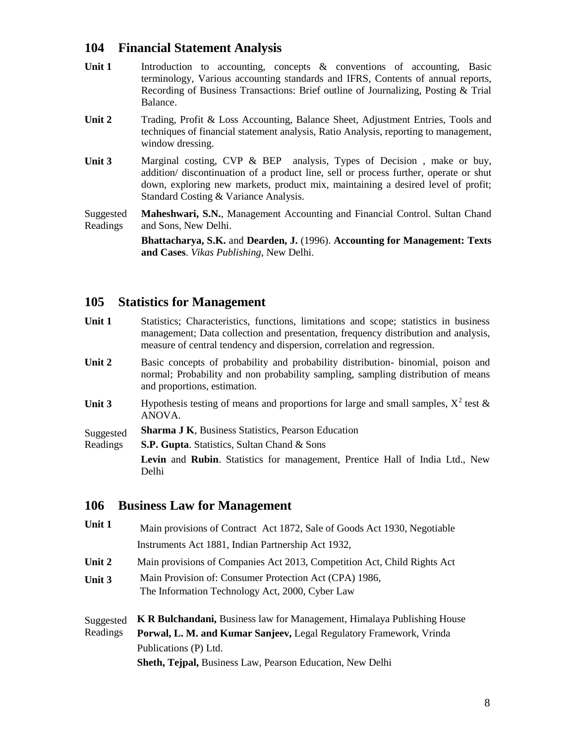## 104 Financial Statement Analysis

**Unit 1** Introduction to accounting, concepts & conventions of accounting, Basic terminology, Various accounting standards and IFRS, Contents of annual reports, Recording of Business Transactions: Brief outline of Journalizing, Posting & Trial Balance.

**Unit 2** Trading, Profit & Loss Accounting, Balance Sheet, Adjustment Entries, Tools and techniques of financial statement analysis, Ratio Analysis, reporting to management, window dressing.

**Unit 3** Marginal costing, CVP & BEP analysis, Types of Decision , make or buy, addition/ discontinuation of a product line, sell or process further, operate or shut down, exploring new markets, product mix, maintaining a desired level of profit; Standard Costing & Variance Analysis.

Suggested Readings

**Maheshwari, S.N.**, Management Accounting and Financial Control. Sultan Chand and Sons, New Delhi.

**Bhattacharya, S.K.** and **Dearden, J.** (1996). **Accounting for Management: Texts and Cases**. *Vikas Publishing*, New Delhi.

## 105 Statistics for Management

**Unit 1** Statistics; Characteristics, functions, limitations and scope; statistics in business management; Data collection and presentation, frequency distribution and analysis, measure of central tendency and dispersion, correlation and regression.

**Unit 2** Basic concepts of probability and probability distribution- binomial, poison and normal; Probability and non probability sampling, sampling distribution of means and proportions, estimation.

**Unit 3** Hypothesis testing of means and proportions for large and small samples, $X^2$ test & ANOVA.

Suggested Readings

**Sharma J K**, Business Statistics, Pearson Education

**S.P. Gupta**. Statistics, Sultan Chand & Sons

**Levin** and **Rubin**. Statistics for management, Prentice Hall of India Ltd., New Delhi

## 106 Business Law for Management

**Unit 1** Main provisions of Contract Act 1872, Sale of Goods Act 1930, Negotiable Instruments Act 1881, Indian Partnership Act 1932,

**Unit 2** Main provisions of Companies Act 2013, Competition Act, Child Rights Act

**Unit 3** Main Provision of: Consumer Protection Act (CPA) 1986,
The Information Technology Act, 2000, Cyber Law

Suggested Readings

**K R Bulchandani,** Business law for Management, Himalaya Publishing House

**Porwal, L. M. and Kumar Sanjeev,** Legal Regulatory Framework, Vrinda Publications (P) Ltd.

**Sheth, Tejpal,** Business Law, Pearson Education, New Delhi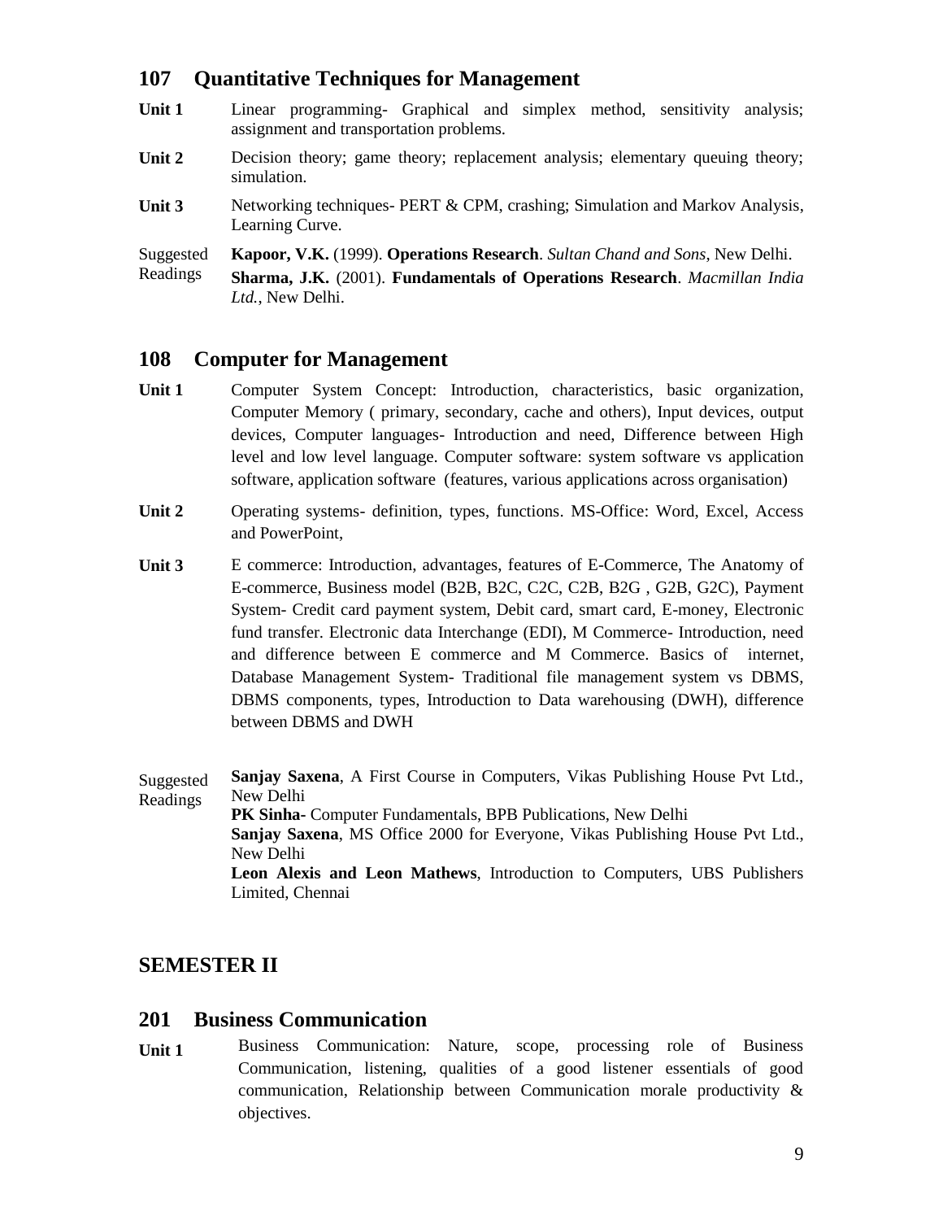## 107 Quantitative Techniques for Management

**Unit 1** Linear programming- Graphical and simplex method, sensitivity analysis; assignment and transportation problems.

**Unit 2** Decision theory; game theory; replacement analysis; elementary queuing theory; simulation.

**Unit 3** Networking techniques- PERT & CPM, crashing; Simulation and Markov Analysis, Learning Curve.

Suggested Readings

**Kapoor, V.K.** (1999). **Operations Research**. *Sultan Chand and Sons*, New Delhi.

**Sharma, J.K.** (2001). **Fundamentals of Operations Research**. *Macmillan India Ltd.*, New Delhi.

## 108 Computer for Management

**Unit 1** Computer System Concept: Introduction, characteristics, basic organization, Computer Memory ( primary, secondary, cache and others), Input devices, output devices, Computer languages- Introduction and need, Difference between High level and low level language. Computer software: system software vs application software, application software (features, various applications across organisation)

**Unit 2** Operating systems- definition, types, functions. MS-Office: Word, Excel, Access and PowerPoint,

**Unit 3** E commerce: Introduction, advantages, features of E-Commerce, The Anatomy of E-commerce, Business model (B2B, B2C, C2C, C2B, B2G , G2B, G2C), Payment System- Credit card payment system, Debit card, smart card, E-money, Electronic fund transfer. Electronic data Interchange (EDI), M Commerce- Introduction, need and difference between E commerce and M Commerce. Basics of internet, Database Management System- Traditional file management system vs DBMS, DBMS components, types, Introduction to Data warehousing (DWH), difference between DBMS and DWH

Suggested Readings

**Sanjay Saxena**, A First Course in Computers, Vikas Publishing House Pvt Ltd., New Delhi

**PK Sinha**- Computer Fundamentals, BPB Publications, New Delhi

**Sanjay Saxena**, MS Office 2000 for Everyone, Vikas Publishing House Pvt Ltd., New Delhi

**Leon Alexis and Leon Mathews**, Introduction to Computers, UBS Publishers Limited, Chennai

# SEMESTER II

## 201 Business Communication

**Unit 1** Business Communication: Nature, scope, processing role of Business Communication, listening, qualities of a good listener essentials of good communication, Relationship between Communication morale productivity & objectives.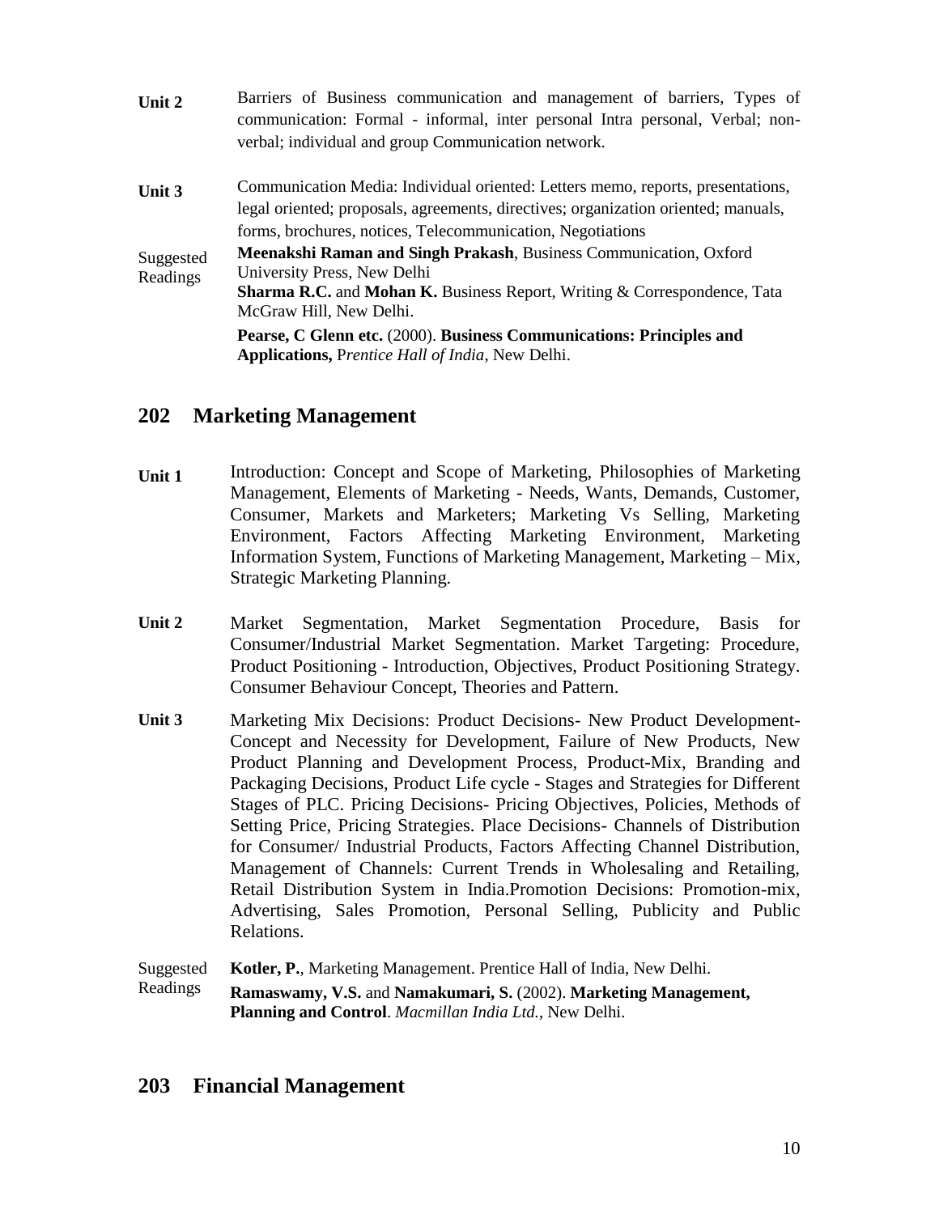**Unit 2** Barriers of Business communication and management of barriers, Types of communication: Formal - informal, inter personal Intra personal, Verbal; non-verbal; individual and group Communication network.

**Unit 3** Communication Media: Individual oriented: Letters memo, reports, presentations, legal oriented; proposals, agreements, directives; organization oriented; manuals, forms, brochures, notices, Telecommunication, Negotiations

Suggested Readings

**Meenakshi Raman and Singh Prakash**, Business Communication, Oxford University Press, New Delhi

**Sharma R.C.** and **Mohan K.** Business Report, Writing & Correspondence, Tata McGraw Hill, New Delhi.

**Pearse, C Glenn etc.** (2000). **Business Communications: Principles and Applications,** P*rentice Hall of India*, New Delhi.

## 202 Marketing Management

**Unit 1** Introduction: Concept and Scope of Marketing, Philosophies of Marketing Management, Elements of Marketing - Needs, Wants, Demands, Customer, Consumer, Markets and Marketers; Marketing Vs Selling, Marketing Environment, Factors Affecting Marketing Environment, Marketing Information System, Functions of Marketing Management, Marketing – Mix, Strategic Marketing Planning.

**Unit 2** Market Segmentation, Market Segmentation Procedure, Basis for Consumer/Industrial Market Segmentation. Market Targeting: Procedure, Product Positioning - Introduction, Objectives, Product Positioning Strategy. Consumer Behaviour Concept, Theories and Pattern.

**Unit 3** Marketing Mix Decisions: Product Decisions- New Product Development- Concept and Necessity for Development, Failure of New Products, New Product Planning and Development Process, Product-Mix, Branding and Packaging Decisions, Product Life cycle - Stages and Strategies for Different Stages of PLC. Pricing Decisions- Pricing Objectives, Policies, Methods of Setting Price, Pricing Strategies. Place Decisions- Channels of Distribution for Consumer/ Industrial Products, Factors Affecting Channel Distribution, Management of Channels: Current Trends in Wholesaling and Retailing, Retail Distribution System in India.Promotion Decisions: Promotion-mix, Advertising, Sales Promotion, Personal Selling, Publicity and Public Relations.

Suggested Readings

**Kotler, P.**, Marketing Management. Prentice Hall of India, New Delhi.

**Ramaswamy, V.S.** and **Namakumari, S.** (2002). **Marketing Management, Planning and Control**. *Macmillan India Ltd.*, New Delhi.

## 203 Financial Management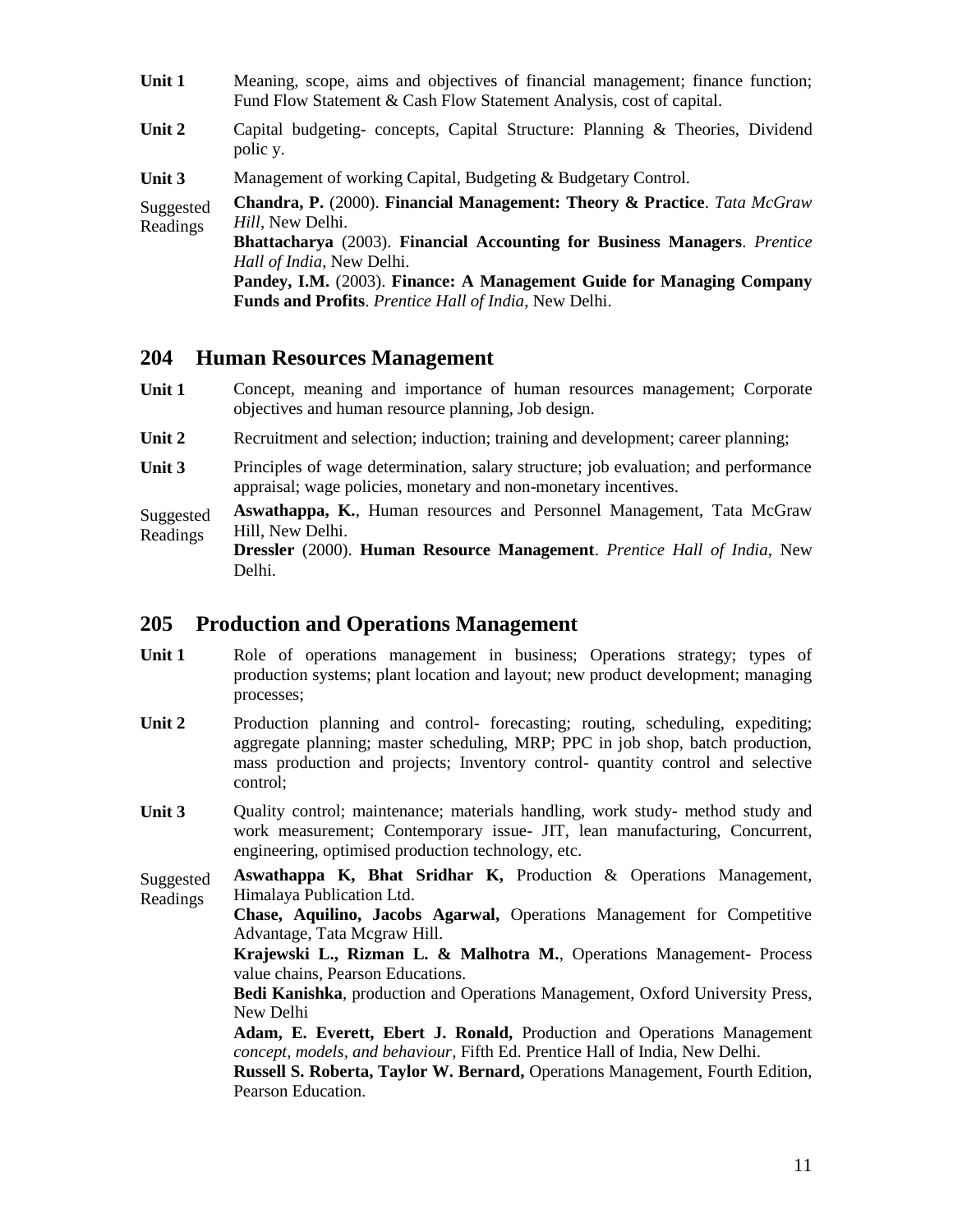**Unit 1** Meaning, scope, aims and objectives of financial management; finance function; Fund Flow Statement & Cash Flow Statement Analysis, cost of capital.

**Unit 2** Capital budgeting- concepts, Capital Structure: Planning & Theories, Dividend polic y.

**Unit 3** Management of working Capital, Budgeting & Budgetary Control.

Suggested Readings

**Chandra, P.** (2000). **Financial Management: Theory & Practice**. *Tata McGraw Hill*, New Delhi.

**Bhattacharya** (2003). **Financial Accounting for Business Managers**. *Prentice Hall of India*, New Delhi.

**Pandey, I.M.** (2003). **Finance: A Management Guide for Managing Company Funds and Profits**. *Prentice Hall of India*, New Delhi.

## 204 Human Resources Management

**Unit 1** Concept, meaning and importance of human resources management; Corporate objectives and human resource planning, Job design.

**Unit 2** Recruitment and selection; induction; training and development; career planning;

**Unit 3** Principles of wage determination, salary structure; job evaluation; and performance appraisal; wage policies, monetary and non-monetary incentives.

Suggested Readings

**Aswathappa, K.**, Human resources and Personnel Management, Tata McGraw Hill, New Delhi.

**Dressler** (2000). **Human Resource Management**. *Prentice Hall of India*, New Delhi.

## 205 Production and Operations Management

**Unit 1** Role of operations management in business; Operations strategy; types of production systems; plant location and layout; new product development; managing processes;

**Unit 2** Production planning and control- forecasting; routing, scheduling, expediting; aggregate planning; master scheduling, MRP; PPC in job shop, batch production, mass production and projects; Inventory control- quantity control and selective control;

**Unit 3** Quality control; maintenance; materials handling, work study- method study and work measurement; Contemporary issue- JIT, lean manufacturing, Concurrent, engineering, optimised production technology, etc.

Suggested Readings

**Aswathappa K, Bhat Sridhar K,** Production & Operations Management, Himalaya Publication Ltd.

**Chase, Aquilino, Jacobs Agarwal,** Operations Management for Competitive Advantage, Tata Mcgraw Hill.

**Krajewski L., Rizman L. & Malhotra M.**, Operations Management- Process value chains, Pearson Educations.

**Bedi Kanishka**, production and Operations Management, Oxford University Press, New Delhi

**Adam, E. Everett, Ebert J. Ronald,** Production and Operations Management *concept, models, and behaviour*, Fifth Ed. Prentice Hall of India, New Delhi.

**Russell S. Roberta, Taylor W. Bernard,** Operations Management, Fourth Edition, Pearson Education.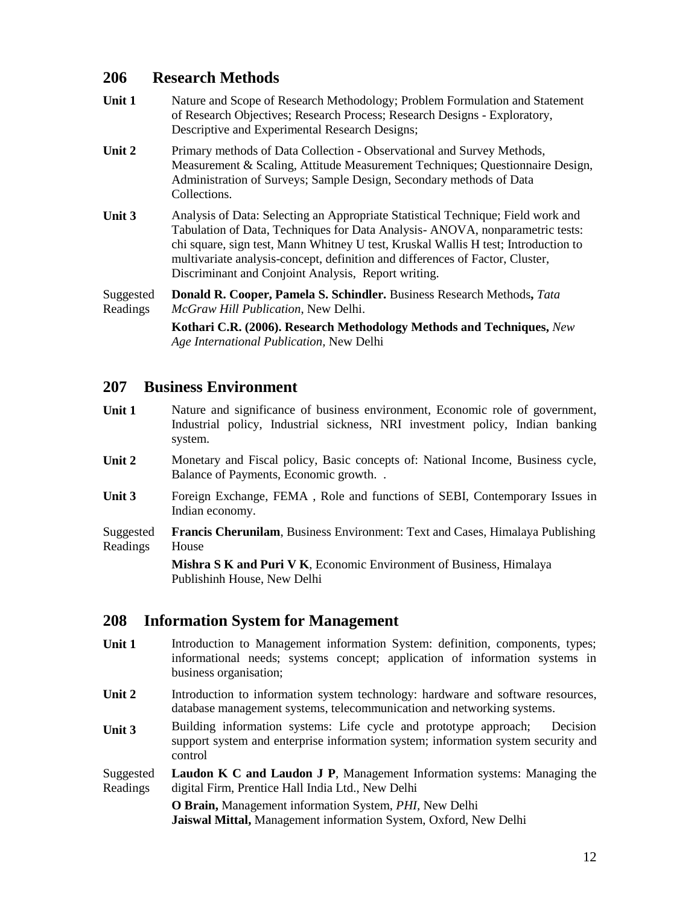## 206 Research Methods

**Unit 1** Nature and Scope of Research Methodology; Problem Formulation and Statement of Research Objectives; Research Process; Research Designs - Exploratory, Descriptive and Experimental Research Designs;

**Unit 2** Primary methods of Data Collection - Observational and Survey Methods, Measurement & Scaling, Attitude Measurement Techniques; Questionnaire Design, Administration of Surveys; Sample Design, Secondary methods of Data Collections.

**Unit 3** Analysis of Data: Selecting an Appropriate Statistical Technique; Field work and Tabulation of Data, Techniques for Data Analysis- ANOVA, nonparametric tests: chi square, sign test, Mann Whitney U test, Kruskal Wallis H test; Introduction to multivariate analysis-concept, definition and differences of Factor, Cluster, Discriminant and Conjoint Analysis, Report writing.

Suggested Readings

**Donald R. Cooper, Pamela S. Schindler.** Business Research Methods**,** *Tata McGraw Hill Publication,* New Delhi.

**Kothari C.R. (2006). Research Methodology Methods and Techniques,** *New Age International Publication,* New Delhi

## 207 Business Environment

**Unit 1** Nature and significance of business environment, Economic role of government, Industrial policy, Industrial sickness, NRI investment policy, Indian banking system.

**Unit 2** Monetary and Fiscal policy, Basic concepts of: National Income, Business cycle, Balance of Payments, Economic growth. .

**Unit 3** Foreign Exchange, FEMA , Role and functions of SEBI, Contemporary Issues in Indian economy.

Suggested Readings

**Francis Cherunilam**, Business Environment: Text and Cases, Himalaya Publishing House

**Mishra S K and Puri V K**, Economic Environment of Business, Himalaya Publishinh House, New Delhi

## 208 Information System for Management

**Unit 1** Introduction to Management information System: definition, components, types; informational needs; systems concept; application of information systems in business organisation;

**Unit 2** Introduction to information system technology: hardware and software resources, database management systems, telecommunication and networking systems.

**Unit 3** Building information systems: Life cycle and prototype approach; Decision support system and enterprise information system; information system security and control

Suggested Readings

**Laudon K C and Laudon J P**, Management Information systems: Managing the digital Firm, Prentice Hall India Ltd., New Delhi

**O Brain,** Management information System, *PHI,* New Delhi

**Jaiswal Mittal,** Management information System, Oxford, New Delhi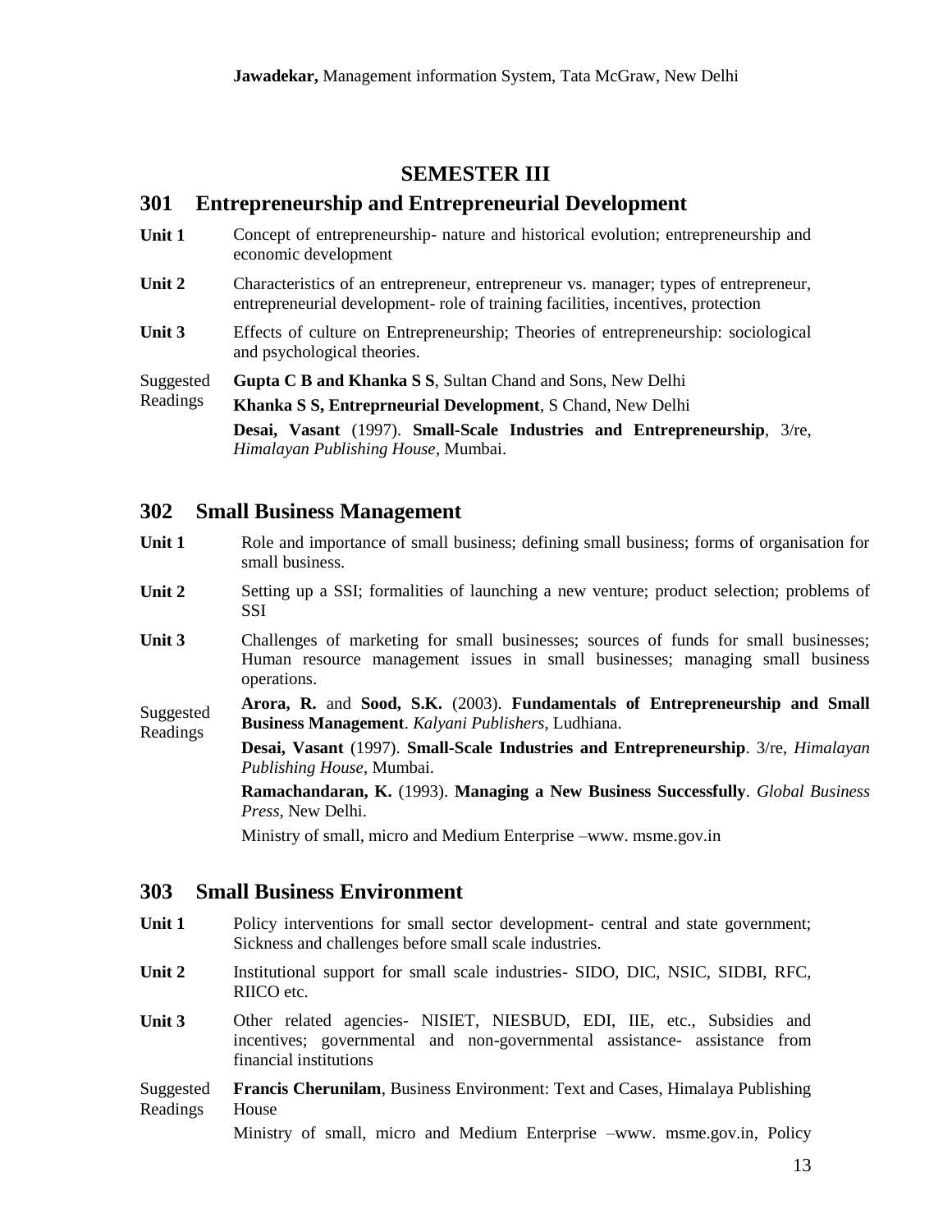**Jawadekar,** Management information System, Tata McGraw, New Delhi

# SEMESTER III

## 301 Entrepreneurship and Entrepreneurial Development

**Unit 1** Concept of entrepreneurship- nature and historical evolution; entrepreneurship and economic development

**Unit 2** Characteristics of an entrepreneur, entrepreneur vs. manager; types of entrepreneur, entrepreneurial development- role of training facilities, incentives, protection

**Unit 3** Effects of culture on Entrepreneurship; Theories of entrepreneurship: sociological and psychological theories.

Suggested Readings

**Gupta C B and Khanka S S**, Sultan Chand and Sons, New Delhi

**Khanka S S, Entreprneurial Development**, S Chand, New Delhi

**Desai, Vasant** (1997). **Small-Scale Industries and Entrepreneurship**, 3/re, *Himalayan Publishing House*, Mumbai.

## 302 Small Business Management

**Unit 1** Role and importance of small business; defining small business; forms of organisation for small business.

**Unit 2** Setting up a SSI; formalities of launching a new venture; product selection; problems of SSI

**Unit 3** Challenges of marketing for small businesses; sources of funds for small businesses; Human resource management issues in small businesses; managing small business operations.

Suggested Readings

**Arora, R.** and **Sood, S.K.** (2003). **Fundamentals of Entrepreneurship and Small Business Management**. *Kalyani Publishers*, Ludhiana.

**Desai, Vasant** (1997). **Small-Scale Industries and Entrepreneurship**. 3/re, *Himalayan Publishing House*, Mumbai.

**Ramachandaran, K.** (1993). **Managing a New Business Successfully**. *Global Business Press*, New Delhi.

Ministry of small, micro and Medium Enterprise –www. msme.gov.in

## 303 Small Business Environment

**Unit 1** Policy interventions for small sector development- central and state government; Sickness and challenges before small scale industries.

**Unit 2** Institutional support for small scale industries- SIDO, DIC, NSIC, SIDBI, RFC, RIICO etc.

**Unit 3** Other related agencies- NISIET, NIESBUD, EDI, IIE, etc., Subsidies and incentives; governmental and non-governmental assistance- assistance from financial institutions

Suggested Readings

**Francis Cherunilam**, Business Environment: Text and Cases, Himalaya Publishing House

Ministry of small, micro and Medium Enterprise –www. msme.gov.in, Policy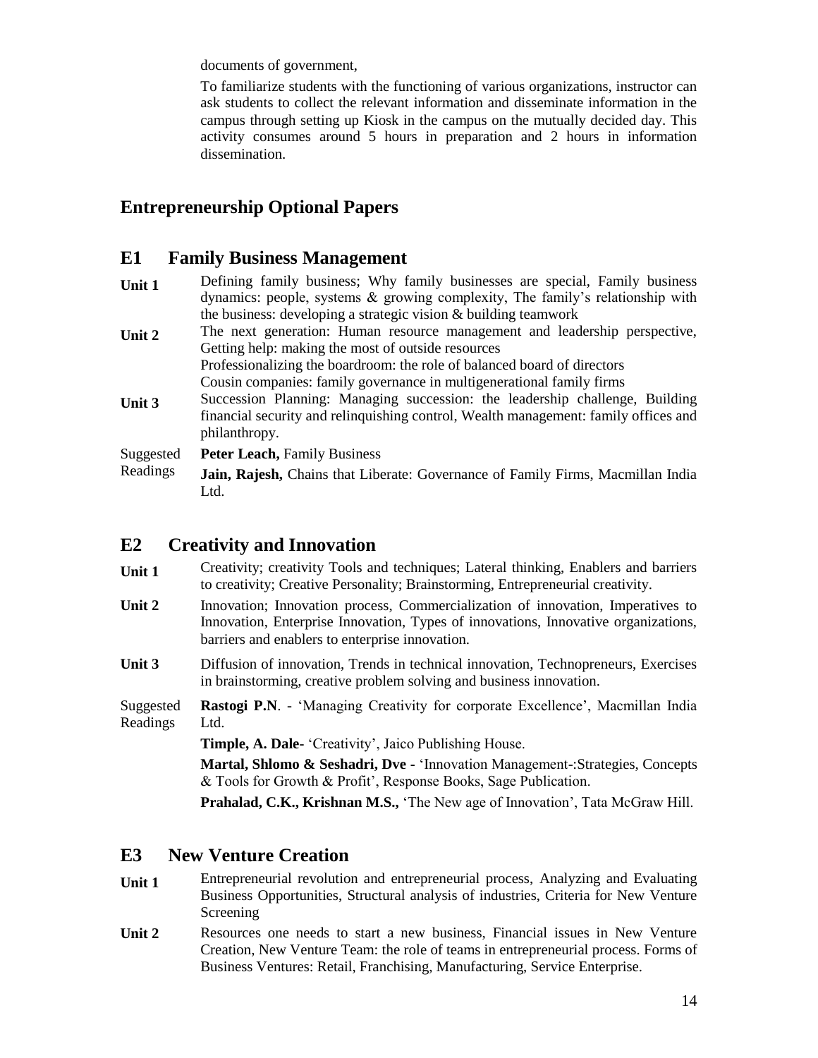documents of government,

To familiarize students with the functioning of various organizations, instructor can ask students to collect the relevant information and disseminate information in the campus through setting up Kiosk in the campus on the mutually decided day. This activity consumes around 5 hours in preparation and 2 hours in information dissemination.

## Entrepreneurship Optional Papers

### E1 Family Business Management

**Unit 1** Defining family business; Why family businesses are special, Family business dynamics: people, systems & growing complexity, The family's relationship with the business: developing a strategic vision & building teamwork

**Unit 2** The next generation: Human resource management and leadership perspective, Getting help: making the most of outside resources
Professionalizing the boardroom: the role of balanced board of directors
Cousin companies: family governance in multigenerational family firms

**Unit 3** Succession Planning: Managing succession: the leadership challenge, Building financial security and relinquishing control, Wealth management: family offices and philanthropy.

Suggested Readings

**Peter Leach,** Family Business

**Jain, Rajesh,** Chains that Liberate: Governance of Family Firms, Macmillan India Ltd.

### E2 Creativity and Innovation

**Unit 1** Creativity; creativity Tools and techniques; Lateral thinking, Enablers and barriers to creativity; Creative Personality; Brainstorming, Entrepreneurial creativity.

**Unit 2** Innovation; Innovation process, Commercialization of innovation, Imperatives to Innovation, Enterprise Innovation, Types of innovations, Innovative organizations, barriers and enablers to enterprise innovation.

**Unit 3** Diffusion of innovation, Trends in technical innovation, Technopreneurs, Exercises in brainstorming, creative problem solving and business innovation.

Suggested Readings

**Rastogi P.N**. - 'Managing Creativity for corporate Excellence', Macmillan India Ltd.

**Timple, A. Dale**- 'Creativity', Jaico Publishing House.

**Martal, Shlomo & Seshadri, Dve** - 'Innovation Management-:Strategies, Concepts & Tools for Growth & Profit', Response Books, Sage Publication.

**Prahalad, C.K., Krishnan M.S.,** 'The New age of Innovation', Tata McGraw Hill.

### E3 New Venture Creation

**Unit 1** Entrepreneurial revolution and entrepreneurial process, Analyzing and Evaluating Business Opportunities, Structural analysis of industries, Criteria for New Venture Screening

**Unit 2** Resources one needs to start a new business, Financial issues in New Venture Creation, New Venture Team: the role of teams in entrepreneurial process. Forms of Business Ventures: Retail, Franchising, Manufacturing, Service Enterprise.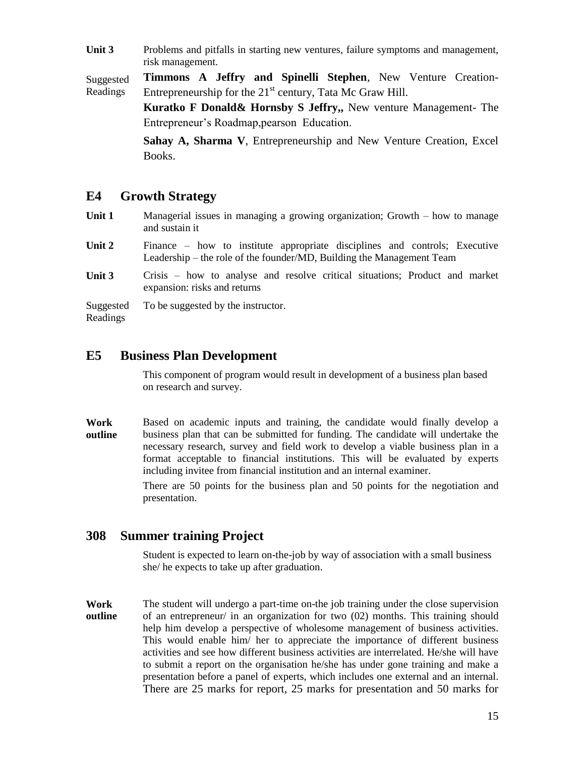**Unit 3** Problems and pitfalls in starting new ventures, failure symptoms and management, risk management.

**Suggested Readings**

**Timmons A Jeffry and Spinelli Stephen**, New Venture Creation-Entrepreneurship for the 21st century, Tata Mc Graw Hill.

**Kuratko F Donald& Hornsby S Jeffry,,** New venture Management- The Entrepreneur's Roadmap,pearson Education.

**Sahay A, Sharma V**, Entrepreneurship and New Venture Creation, Excel Books.

## E4 Growth Strategy

**Unit 1** Managerial issues in managing a growing organization; Growth – how to manage and sustain it

**Unit 2** Finance – how to institute appropriate disciplines and controls; Executive Leadership – the role of the founder/MD, Building the Management Team

**Unit 3** Crisis – how to analyse and resolve critical situations; Product and market expansion: risks and returns

**Suggested Readings** To be suggested by the instructor.

## E5 Business Plan Development

This component of program would result in development of a business plan based on research and survey.

**Work outline** Based on academic inputs and training, the candidate would finally develop a business plan that can be submitted for funding. The candidate will undertake the necessary research, survey and field work to develop a viable business plan in a format acceptable to financial institutions. This will be evaluated by experts including invitee from financial institution and an internal examiner.

There are 50 points for the business plan and 50 points for the negotiation and presentation.

## 308 Summer training Project

Student is expected to learn on-the-job by way of association with a small business she/ he expects to take up after graduation.

**Work outline** The student will undergo a part-time on-the job training under the close supervision of an entrepreneur/ in an organization for two (02) months. This training should help him develop a perspective of wholesome management of business activities. This would enable him/ her to appreciate the importance of different business activities and see how different business activities are interrelated. He/she will have to submit a report on the organisation he/she has under gone training and make a presentation before a panel of experts, which includes one external and an internal. There are 25 marks for report, 25 marks for presentation and 50 marks for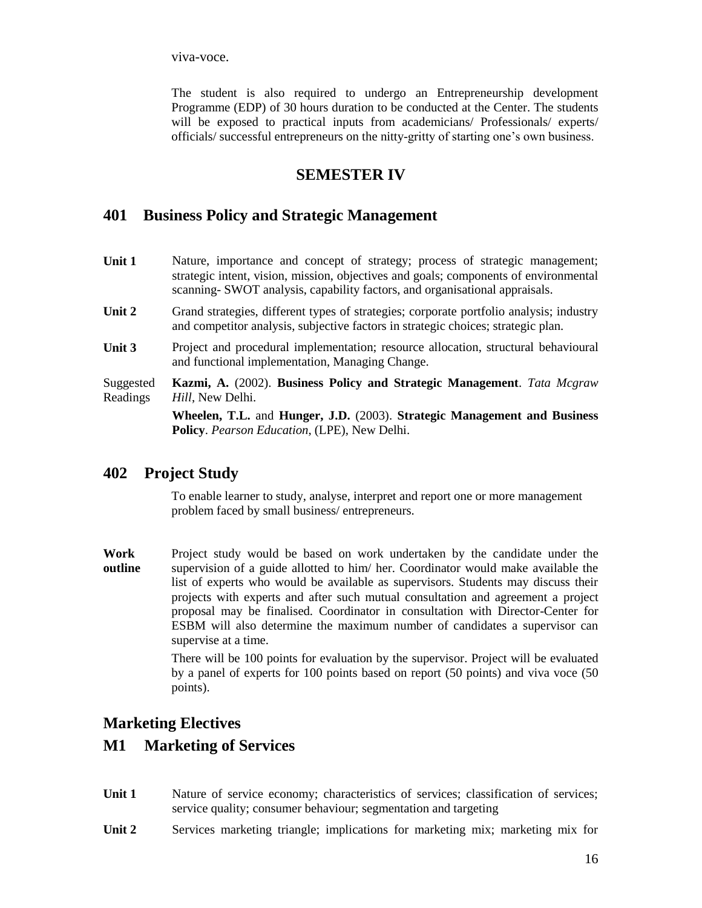viva-voce.

The student is also required to undergo an Entrepreneurship development Programme (EDP) of 30 hours duration to be conducted at the Center. The students will be exposed to practical inputs from academicians/ Professionals/ experts/ officials/ successful entrepreneurs on the nitty-gritty of starting one's own business.

## SEMESTER IV

## 401 Business Policy and Strategic Management

**Unit 1** Nature, importance and concept of strategy; process of strategic management; strategic intent, vision, mission, objectives and goals; components of environmental scanning- SWOT analysis, capability factors, and organisational appraisals.

**Unit 2** Grand strategies, different types of strategies; corporate portfolio analysis; industry and competitor analysis, subjective factors in strategic choices; strategic plan.

**Unit 3** Project and procedural implementation; resource allocation, structural behavioural and functional implementation, Managing Change.

Suggested Readings

**Kazmi, A.** (2002). **Business Policy and Strategic Management**. *Tata Mcgraw Hill*, New Delhi.

**Wheelen, T.L.** and **Hunger, J.D.** (2003). **Strategic Management and Business Policy**. *Pearson Education*, (LPE), New Delhi.

## 402 Project Study

To enable learner to study, analyse, interpret and report one or more management problem faced by small business/ entrepreneurs.

**Work outline** Project study would be based on work undertaken by the candidate under the supervision of a guide allotted to him/ her. Coordinator would make available the list of experts who would be available as supervisors. Students may discuss their projects with experts and after such mutual consultation and agreement a project proposal may be finalised. Coordinator in consultation with Director-Center for ESBM will also determine the maximum number of candidates a supervisor can supervise at a time.

There will be 100 points for evaluation by the supervisor. Project will be evaluated by a panel of experts for 100 points based on report (50 points) and viva voce (50 points).

## Marketing Electives

## M1 Marketing of Services

**Unit 1** Nature of service economy; characteristics of services; classification of services; service quality; consumer behaviour; segmentation and targeting

**Unit 2** Services marketing triangle; implications for marketing mix; marketing mix for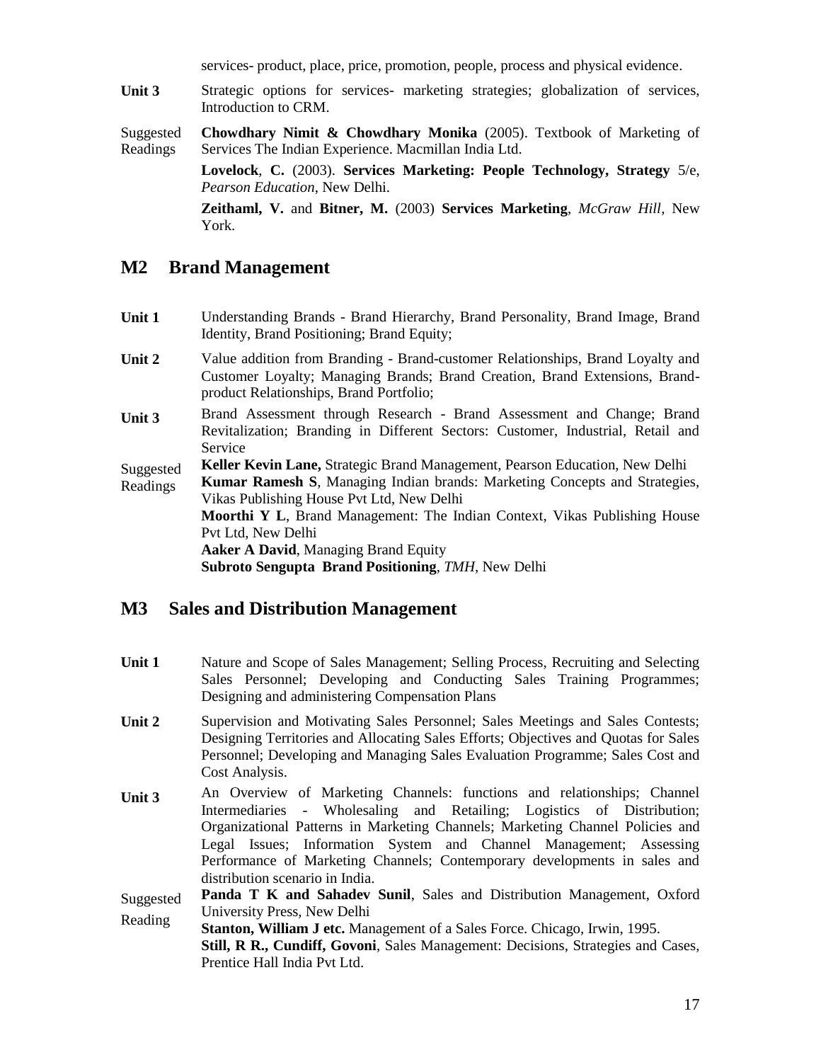services- product, place, price, promotion, people, process and physical evidence.

**Unit 3** Strategic options for services- marketing strategies; globalization of services, Introduction to CRM.

Suggested Readings

**Chowdhary Nimit & Chowdhary Monika** (2005). Textbook of Marketing of Services The Indian Experience. Macmillan India Ltd.

**Lovelock**, **C.** (2003). **Services Marketing: People Technology, Strategy** 5/e, *Pearson Education*, New Delhi.

**Zeithaml, V.** and **Bitner, M.** (2003) **Services Marketing**, *McGraw Hill*, New York.

## M2 Brand Management

**Unit 1** Understanding Brands - Brand Hierarchy, Brand Personality, Brand Image, Brand Identity, Brand Positioning; Brand Equity;

**Unit 2** Value addition from Branding - Brand-customer Relationships, Brand Loyalty and Customer Loyalty; Managing Brands; Brand Creation, Brand Extensions, Brand-product Relationships, Brand Portfolio;

**Unit 3** Brand Assessment through Research - Brand Assessment and Change; Brand Revitalization; Branding in Different Sectors: Customer, Industrial, Retail and Service

Suggested Readings

**Keller Kevin Lane,** Strategic Brand Management, Pearson Education, New Delhi

**Kumar Ramesh S**, Managing Indian brands: Marketing Concepts and Strategies, Vikas Publishing House Pvt Ltd, New Delhi

**Moorthi Y L**, Brand Management: The Indian Context, Vikas Publishing House Pvt Ltd, New Delhi

**Aaker A David**, Managing Brand Equity

**Subroto Sengupta Brand Positioning**, *TMH*, New Delhi

## M3 Sales and Distribution Management

**Unit 1** Nature and Scope of Sales Management; Selling Process, Recruiting and Selecting Sales Personnel; Developing and Conducting Sales Training Programmes; Designing and administering Compensation Plans

**Unit 2** Supervision and Motivating Sales Personnel; Sales Meetings and Sales Contests; Designing Territories and Allocating Sales Efforts; Objectives and Quotas for Sales Personnel; Developing and Managing Sales Evaluation Programme; Sales Cost and Cost Analysis.

**Unit 3** An Overview of Marketing Channels: functions and relationships; Channel Intermediaries - Wholesaling and Retailing; Logistics of Distribution; Organizational Patterns in Marketing Channels; Marketing Channel Policies and Legal Issues; Information System and Channel Management; Assessing Performance of Marketing Channels; Contemporary developments in sales and distribution scenario in India.

Suggested Reading

**Panda T K and Sahadev Sunil**, Sales and Distribution Management, Oxford University Press, New Delhi

**Stanton, William J etc.** Management of a Sales Force. Chicago, Irwin, 1995.

**Still, R R., Cundiff, Govoni**, Sales Management: Decisions, Strategies and Cases, Prentice Hall India Pvt Ltd.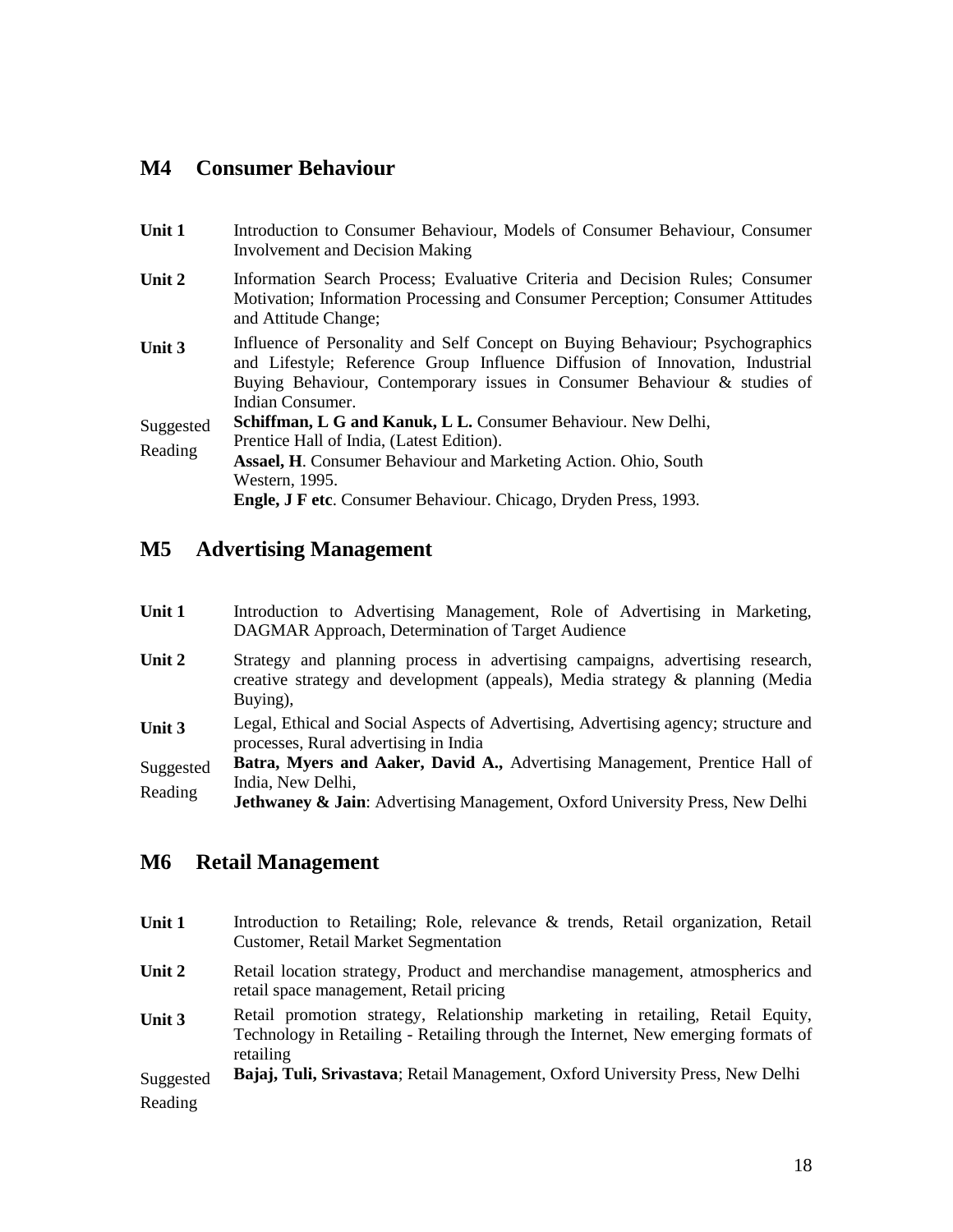## M4 Consumer Behaviour

| | |
|---|---|
| **Unit 1** | Introduction to Consumer Behaviour, Models of Consumer Behaviour, Consumer Involvement and Decision Making |
| **Unit 2** | Information Search Process; Evaluative Criteria and Decision Rules; Consumer Motivation; Information Processing and Consumer Perception; Consumer Attitudes and Attitude Change; |
| **Unit 3** | Influence of Personality and Self Concept on Buying Behaviour; Psychographics and Lifestyle; Reference Group Influence Diffusion of Innovation, Industrial Buying Behaviour, Contemporary issues in Consumer Behaviour & studies of Indian Consumer. |
| Suggested Reading | **Schiffman, L G and Kanuk, L L.** Consumer Behaviour. New Delhi, Prentice Hall of India, (Latest Edition).<br>**Assael, H**. Consumer Behaviour and Marketing Action. Ohio, South Western, 1995.<br>**Engle, J F etc**. Consumer Behaviour. Chicago, Dryden Press, 1993. |

## M5 Advertising Management

| | |
|---|---|
| **Unit 1** | Introduction to Advertising Management, Role of Advertising in Marketing, DAGMAR Approach, Determination of Target Audience |
| **Unit 2** | Strategy and planning process in advertising campaigns, advertising research, creative strategy and development (appeals), Media strategy & planning (Media Buying), |
| **Unit 3** | Legal, Ethical and Social Aspects of Advertising, Advertising agency; structure and processes, Rural advertising in India |
| Suggested Reading | **Batra, Myers and Aaker, David A.,** Advertising Management, Prentice Hall of India, New Delhi,<br>**Jethwaney & Jain**: Advertising Management, Oxford University Press, New Delhi |

## M6 Retail Management

| | |
|---|---|
| **Unit 1** | Introduction to Retailing; Role, relevance & trends, Retail organization, Retail Customer, Retail Market Segmentation |
| **Unit 2** | Retail location strategy, Product and merchandise management, atmospherics and retail space management, Retail pricing |
| **Unit 3** | Retail promotion strategy, Relationship marketing in retailing, Retail Equity, Technology in Retailing - Retailing through the Internet, New emerging formats of retailing |
| Suggested Reading | **Bajaj, Tuli, Srivastava**; Retail Management, Oxford University Press, New Delhi |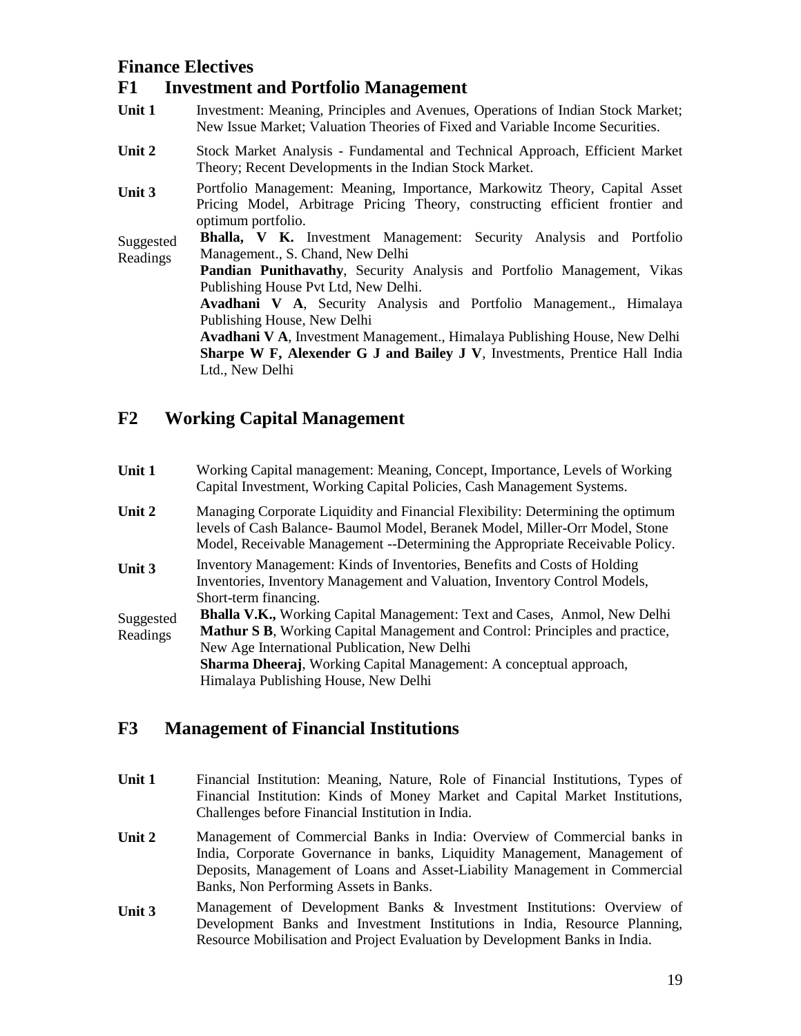# Finance Electives

## F1 Investment and Portfolio Management

**Unit 1** Investment: Meaning, Principles and Avenues, Operations of Indian Stock Market; New Issue Market; Valuation Theories of Fixed and Variable Income Securities.

**Unit 2** Stock Market Analysis - Fundamental and Technical Approach, Efficient Market Theory; Recent Developments in the Indian Stock Market.

**Unit 3** Portfolio Management: Meaning, Importance, Markowitz Theory, Capital Asset Pricing Model, Arbitrage Pricing Theory, constructing efficient frontier and optimum portfolio.

Suggested Readings

**Bhalla, V K.** Investment Management: Security Analysis and Portfolio Management., S. Chand, New Delhi

**Pandian Punithavathy**, Security Analysis and Portfolio Management, Vikas Publishing House Pvt Ltd, New Delhi.

**Avadhani V A**, Security Analysis and Portfolio Management., Himalaya Publishing House, New Delhi

**Avadhani V A**, Investment Management., Himalaya Publishing House, New Delhi

**Sharpe W F, Alexender G J and Bailey J V**, Investments, Prentice Hall India Ltd., New Delhi

## F2 Working Capital Management

**Unit 1** Working Capital management: Meaning, Concept, Importance, Levels of Working Capital Investment, Working Capital Policies, Cash Management Systems.

**Unit 2** Managing Corporate Liquidity and Financial Flexibility: Determining the optimum levels of Cash Balance- Baumol Model, Beranek Model, Miller-Orr Model, Stone Model, Receivable Management --Determining the Appropriate Receivable Policy.

**Unit 3** Inventory Management: Kinds of Inventories, Benefits and Costs of Holding Inventories, Inventory Management and Valuation, Inventory Control Models, Short-term financing.

Suggested Readings

**Bhalla V.K.,** Working Capital Management: Text and Cases, Anmol, New Delhi

**Mathur S B**, Working Capital Management and Control: Principles and practice, New Age International Publication, New Delhi

**Sharma Dheeraj**, Working Capital Management: A conceptual approach, Himalaya Publishing House, New Delhi

## F3 Management of Financial Institutions

**Unit 1** Financial Institution: Meaning, Nature, Role of Financial Institutions, Types of Financial Institution: Kinds of Money Market and Capital Market Institutions, Challenges before Financial Institution in India.

**Unit 2** Management of Commercial Banks in India: Overview of Commercial banks in India, Corporate Governance in banks, Liquidity Management, Management of Deposits, Management of Loans and Asset-Liability Management in Commercial Banks, Non Performing Assets in Banks.

**Unit 3** Management of Development Banks & Investment Institutions: Overview of Development Banks and Investment Institutions in India, Resource Planning, Resource Mobilisation and Project Evaluation by Development Banks in India.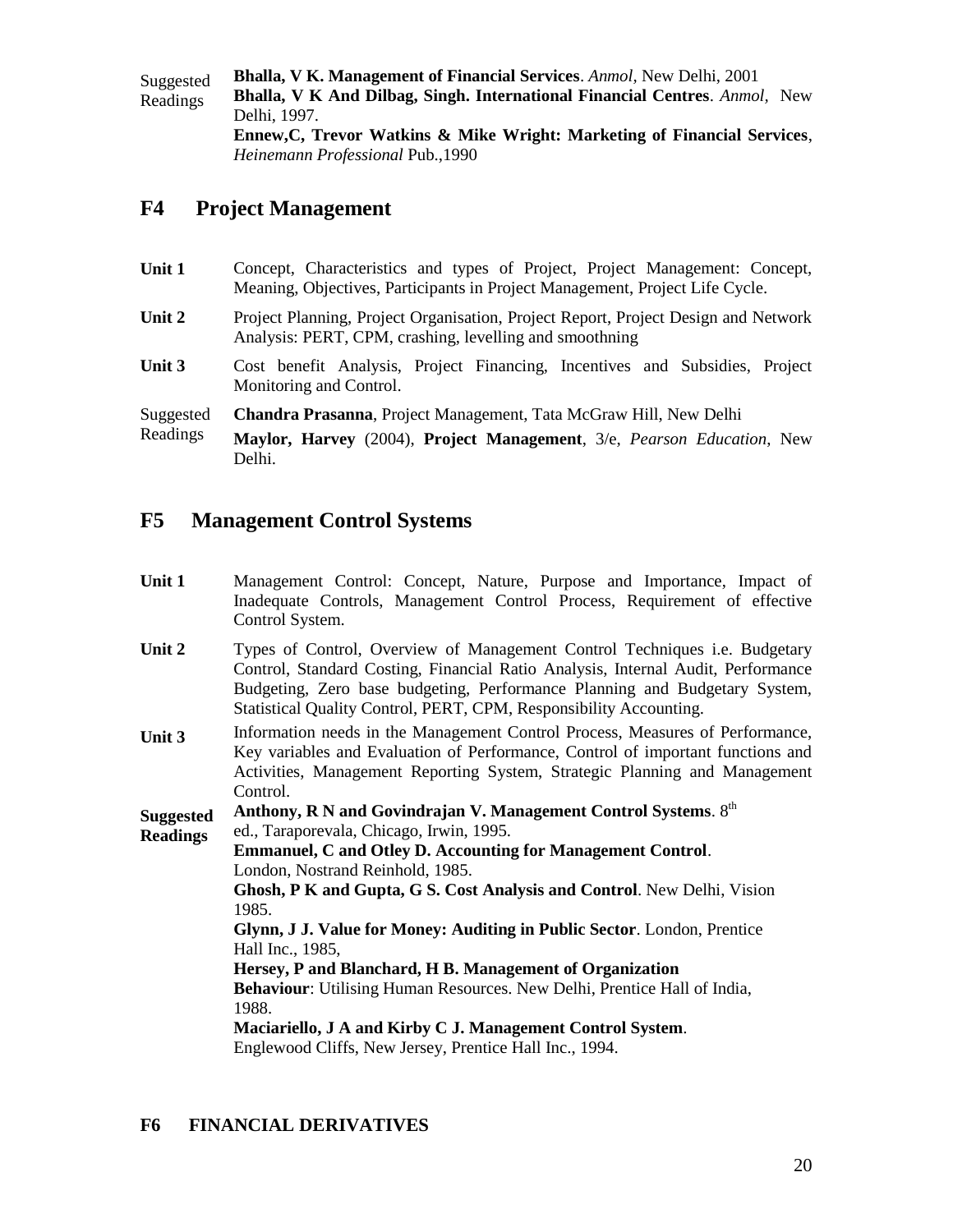Suggested Readings

**Bhalla, V K. Management of Financial Services**. *Anmol*, New Delhi, 2001

**Bhalla, V K And Dilbag, Singh. International Financial Centres**. *Anmol*, New Delhi, 1997.

**Ennew,C, Trevor Watkins & Mike Wright: Marketing of Financial Services**, *Heinemann Professional* Pub.,1990

## F4 Project Management

**Unit 1** Concept, Characteristics and types of Project, Project Management: Concept, Meaning, Objectives, Participants in Project Management, Project Life Cycle.

**Unit 2** Project Planning, Project Organisation, Project Report, Project Design and Network Analysis: PERT, CPM, crashing, levelling and smoothning

**Unit 3** Cost benefit Analysis, Project Financing, Incentives and Subsidies, Project Monitoring and Control.

Suggested Readings

**Chandra Prasanna**, Project Management, Tata McGraw Hill, New Delhi

**Maylor, Harvey** (2004), **Project Management**, 3/e, *Pearson Education*, New Delhi.

## F5 Management Control Systems

**Unit 1** Management Control: Concept, Nature, Purpose and Importance, Impact of Inadequate Controls, Management Control Process, Requirement of effective Control System.

**Unit 2** Types of Control, Overview of Management Control Techniques i.e. Budgetary Control, Standard Costing, Financial Ratio Analysis, Internal Audit, Performance Budgeting, Zero base budgeting, Performance Planning and Budgetary System, Statistical Quality Control, PERT, CPM, Responsibility Accounting.

**Unit 3** Information needs in the Management Control Process, Measures of Performance, Key variables and Evaluation of Performance, Control of important functions and Activities, Management Reporting System, Strategic Planning and Management Control.

**Suggested Readings**

**Anthony, R N and Govindrajan V. Management Control Systems**. 8th ed., Taraporevala, Chicago, Irwin, 1995.

**Emmanuel, C and Otley D. Accounting for Management Control**. London, Nostrand Reinhold, 1985.

**Ghosh, P K and Gupta, G S. Cost Analysis and Control**. New Delhi, Vision 1985.

**Glynn, J J. Value for Money: Auditing in Public Sector**. London, Prentice Hall Inc., 1985,

**Hersey, P and Blanchard, H B. Management of Organization Behaviour**: Utilising Human Resources. New Delhi, Prentice Hall of India, 1988.

**Maciariello, J A and Kirby C J. Management Control System**. Englewood Cliffs, New Jersey, Prentice Hall Inc., 1994.

### F6 FINANCIAL DERIVATIVES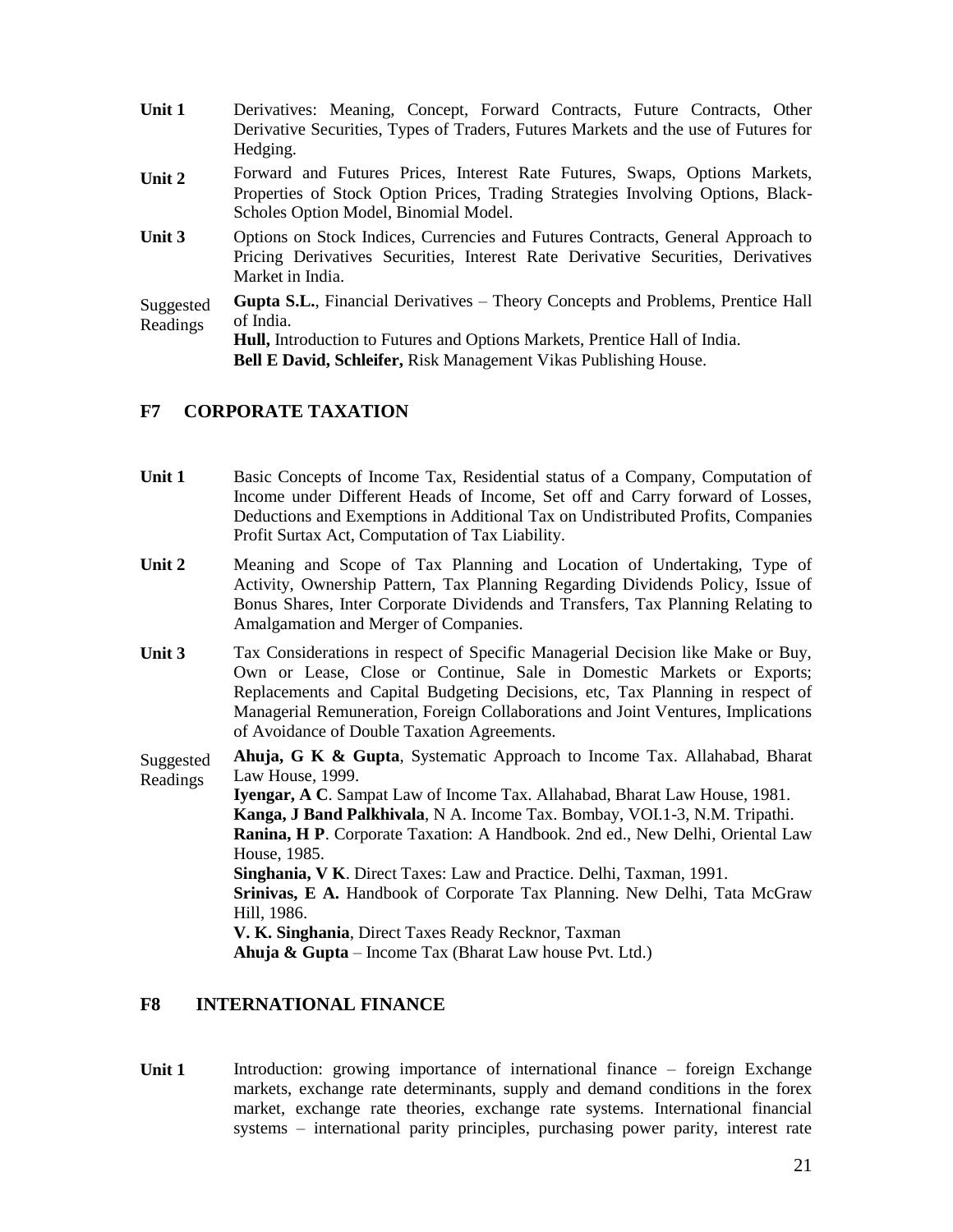**Unit 1** Derivatives: Meaning, Concept, Forward Contracts, Future Contracts, Other Derivative Securities, Types of Traders, Futures Markets and the use of Futures for Hedging.

**Unit 2** Forward and Futures Prices, Interest Rate Futures, Swaps, Options Markets, Properties of Stock Option Prices, Trading Strategies Involving Options, Black-Scholes Option Model, Binomial Model.

**Unit 3** Options on Stock Indices, Currencies and Futures Contracts, General Approach to Pricing Derivatives Securities, Interest Rate Derivative Securities, Derivatives Market in India.

Suggested Readings

**Gupta S.L.**, Financial Derivatives – Theory Concepts and Problems, Prentice Hall of India.
**Hull,** Introduction to Futures and Options Markets, Prentice Hall of India.
**Bell E David, Schleifer,** Risk Management Vikas Publishing House.

## F7 CORPORATE TAXATION

**Unit 1** Basic Concepts of Income Tax, Residential status of a Company, Computation of Income under Different Heads of Income, Set off and Carry forward of Losses, Deductions and Exemptions in Additional Tax on Undistributed Profits, Companies Profit Surtax Act, Computation of Tax Liability.

**Unit 2** Meaning and Scope of Tax Planning and Location of Undertaking, Type of Activity, Ownership Pattern, Tax Planning Regarding Dividends Policy, Issue of Bonus Shares, Inter Corporate Dividends and Transfers, Tax Planning Relating to Amalgamation and Merger of Companies.

**Unit 3** Tax Considerations in respect of Specific Managerial Decision like Make or Buy, Own or Lease, Close or Continue, Sale in Domestic Markets or Exports; Replacements and Capital Budgeting Decisions, etc, Tax Planning in respect of Managerial Remuneration, Foreign Collaborations and Joint Ventures, Implications of Avoidance of Double Taxation Agreements.

Suggested Readings

**Ahuja, G K & Gupta**, Systematic Approach to Income Tax. Allahabad, Bharat Law House, 1999.
**Iyengar, A C**. Sampat Law of Income Tax. Allahabad, Bharat Law House, 1981.
**Kanga, J Band Palkhivala**, N A. Income Tax. Bombay, VOI.1-3, N.M. Tripathi.
**Ranina, H P**. Corporate Taxation: A Handbook. 2nd ed., New Delhi, Oriental Law House, 1985.
**Singhania, V K**. Direct Taxes: Law and Practice. Delhi, Taxman, 1991.
**Srinivas, E A.** Handbook of Corporate Tax Planning. New Delhi, Tata McGraw Hill, 1986.
**V. K. Singhania**, Direct Taxes Ready Recknor, Taxman
**Ahuja & Gupta** – Income Tax (Bharat Law house Pvt. Ltd.)

## F8 INTERNATIONAL FINANCE

**Unit 1** Introduction: growing importance of international finance – foreign Exchange markets, exchange rate determinants, supply and demand conditions in the forex market, exchange rate theories, exchange rate systems. International financial systems – international parity principles, purchasing power parity, interest rate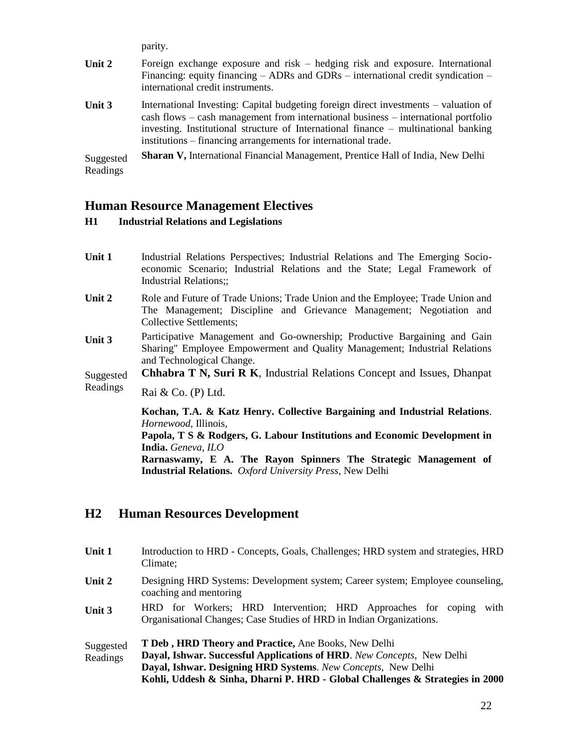parity.

**Unit 2** Foreign exchange exposure and risk – hedging risk and exposure. International Financing: equity financing – ADRs and GDRs – international credit syndication – international credit instruments.

**Unit 3** International Investing: Capital budgeting foreign direct investments – valuation of cash flows – cash management from international business – international portfolio investing. Institutional structure of International finance – multinational banking institutions – financing arrangements for international trade.

Suggested Readings

**Sharan V,** International Financial Management, Prentice Hall of India, New Delhi

## Human Resource Management Electives

### H1 Industrial Relations and Legislations

**Unit 1** Industrial Relations Perspectives; Industrial Relations and The Emerging Socio-economic Scenario; Industrial Relations and the State; Legal Framework of Industrial Relations;;

**Unit 2** Role and Future of Trade Unions; Trade Union and the Employee; Trade Union and The Management; Discipline and Grievance Management; Negotiation and Collective Settlements;

**Unit 3** Participative Management and Go-ownership; Productive Bargaining and Gain Sharing" Employee Empowerment and Quality Management; Industrial Relations and Technological Change.

Suggested Readings

**Chhabra T N, Suri R K**, Industrial Relations Concept and Issues, Dhanpat Rai & Co. (P) Ltd.

**Kochan, T.A. & Katz Henry. Collective Bargaining and Industrial Relations**. *Hornewood*, Illinois,

**Papola, T S & Rodgers, G. Labour Institutions and Economic Development in India.** *Geneva, ILO*

**Rarnaswamy, E A. The Rayon Spinners The Strategic Management of Industrial Relations.** *Oxford University Press*, New Delhi

## H2 Human Resources Development

**Unit 1** Introduction to HRD - Concepts, Goals, Challenges; HRD system and strategies, HRD Climate;

**Unit 2** Designing HRD Systems: Development system; Career system; Employee counseling, coaching and mentoring

**Unit 3** HRD for Workers; HRD Intervention; HRD Approaches for coping with Organisational Changes; Case Studies of HRD in Indian Organizations.

Suggested Readings

**T Deb , HRD Theory and Practice,** Ane Books, New Delhi

**Dayal, Ishwar. Successful Applications of HRD**. *New Concepts*, New Delhi

**Dayal, Ishwar. Designing HRD Systems**. *New Concepts*, New Delhi

**Kohli, Uddesh & Sinha, Dharni P. HRD - Global Challenges & Strategies in 2000**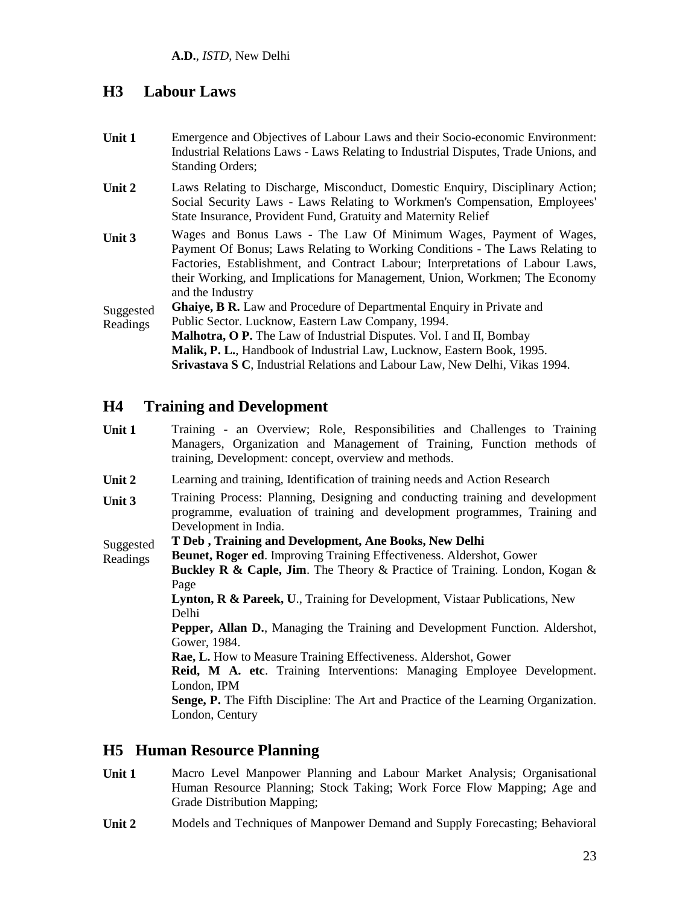**A.D.**, *ISTD*, New Delhi

## H3 Labour Laws

**Unit 1** Emergence and Objectives of Labour Laws and their Socio-economic Environment: Industrial Relations Laws - Laws Relating to Industrial Disputes, Trade Unions, and Standing Orders;

**Unit 2** Laws Relating to Discharge, Misconduct, Domestic Enquiry, Disciplinary Action; Social Security Laws - Laws Relating to Workmen's Compensation, Employees' State Insurance, Provident Fund, Gratuity and Maternity Relief

**Unit 3** Wages and Bonus Laws - The Law Of Minimum Wages, Payment of Wages, Payment Of Bonus; Laws Relating to Working Conditions - The Laws Relating to Factories, Establishment, and Contract Labour; Interpretations of Labour Laws, their Working, and Implications for Management, Union, Workmen; The Economy and the Industry

Suggested Readings

**Ghaiye, B R.** Law and Procedure of Departmental Enquiry in Private and Public Sector. Lucknow, Eastern Law Company, 1994.
**Malhotra, O P.** The Law of Industrial Disputes. Vol. I and II, Bombay
**Malik, P. L.**, Handbook of Industrial Law, Lucknow, Eastern Book, 1995.
**Srivastava S C**, Industrial Relations and Labour Law, New Delhi, Vikas 1994.

## H4 Training and Development

**Unit 1** Training - an Overview; Role, Responsibilities and Challenges to Training Managers, Organization and Management of Training, Function methods of training, Development: concept, overview and methods.

**Unit 2** Learning and training, Identification of training needs and Action Research

**Unit 3** Training Process: Planning, Designing and conducting training and development programme, evaluation of training and development programmes, Training and Development in India.

Suggested Readings

**T Deb , Training and Development, Ane Books, New Delhi**
**Beunet, Roger ed**. Improving Training Effectiveness. Aldershot, Gower
**Buckley R & Caple, Jim**. The Theory & Practice of Training. London, Kogan & Page
**Lynton, R & Pareek, U**., Training for Development, Vistaar Publications, New Delhi
**Pepper, Allan D.**, Managing the Training and Development Function. Aldershot, Gower, 1984.
**Rae, L.** How to Measure Training Effectiveness. Aldershot, Gower
**Reid, M A. etc**. Training Interventions: Managing Employee Development. London, IPM
**Senge, P.** The Fifth Discipline: The Art and Practice of the Learning Organization. London, Century

## H5 Human Resource Planning

**Unit 1** Macro Level Manpower Planning and Labour Market Analysis; Organisational Human Resource Planning; Stock Taking; Work Force Flow Mapping; Age and Grade Distribution Mapping;

**Unit 2** Models and Techniques of Manpower Demand and Supply Forecasting; Behavioral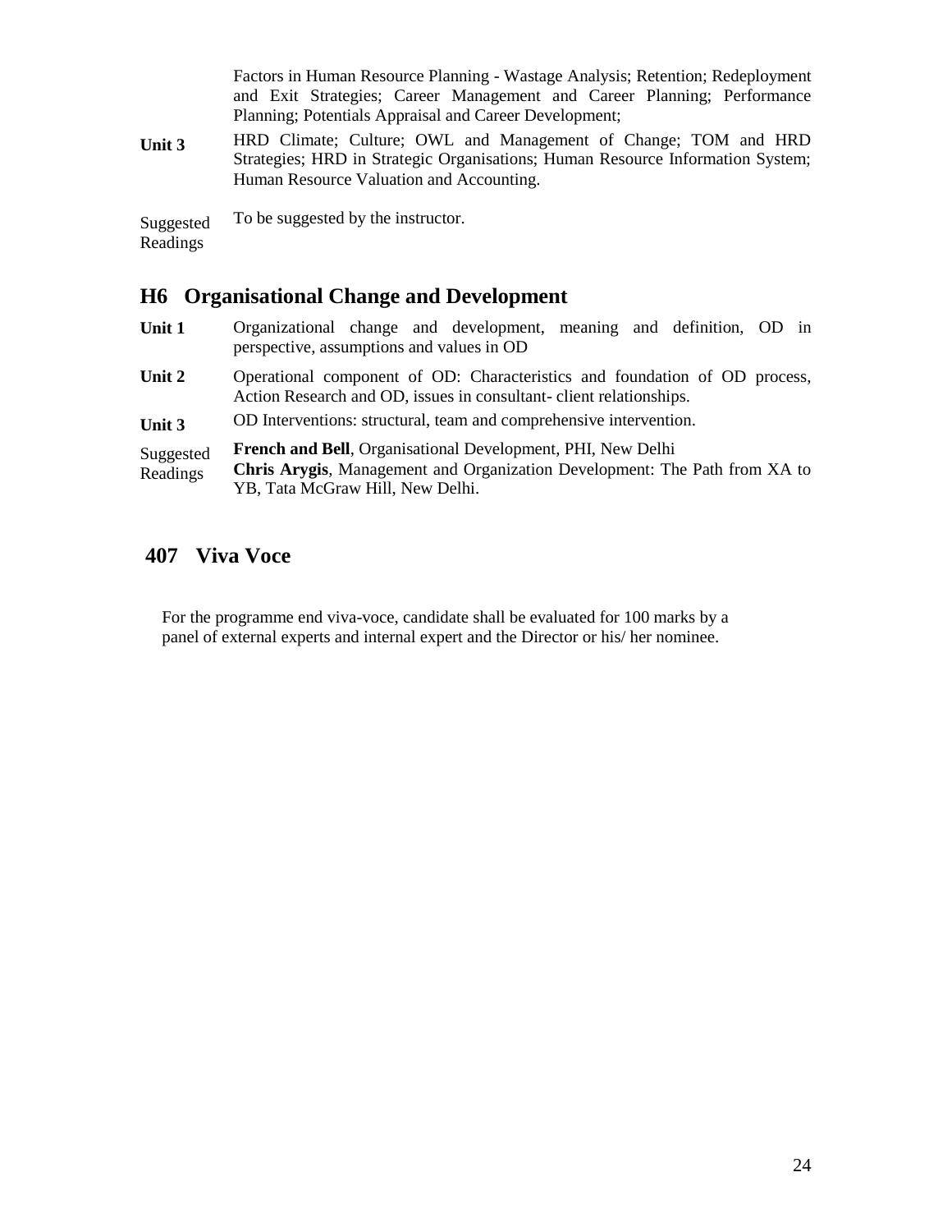Factors in Human Resource Planning - Wastage Analysis; Retention; Redeployment and Exit Strategies; Career Management and Career Planning; Performance Planning; Potentials Appraisal and Career Development;

**Unit 3** HRD Climate; Culture; OWL and Management of Change; TOM and HRD Strategies; HRD in Strategic Organisations; Human Resource Information System; Human Resource Valuation and Accounting.

Suggested Readings: To be suggested by the instructor.

## H6 Organisational Change and Development

**Unit 1** Organizational change and development, meaning and definition, OD in perspective, assumptions and values in OD

**Unit 2** Operational component of OD: Characteristics and foundation of OD process, Action Research and OD, issues in consultant- client relationships.

**Unit 3** OD Interventions: structural, team and comprehensive intervention.

Suggested Readings:

**French and Bell**, Organisational Development, PHI, New Delhi

**Chris Arygis**, Management and Organization Development: The Path from XA to YB, Tata McGraw Hill, New Delhi.

## 407 Viva Voce

For the programme end viva-voce, candidate shall be evaluated for 100 marks by a panel of external experts and internal expert and the Director or his/ her nominee.